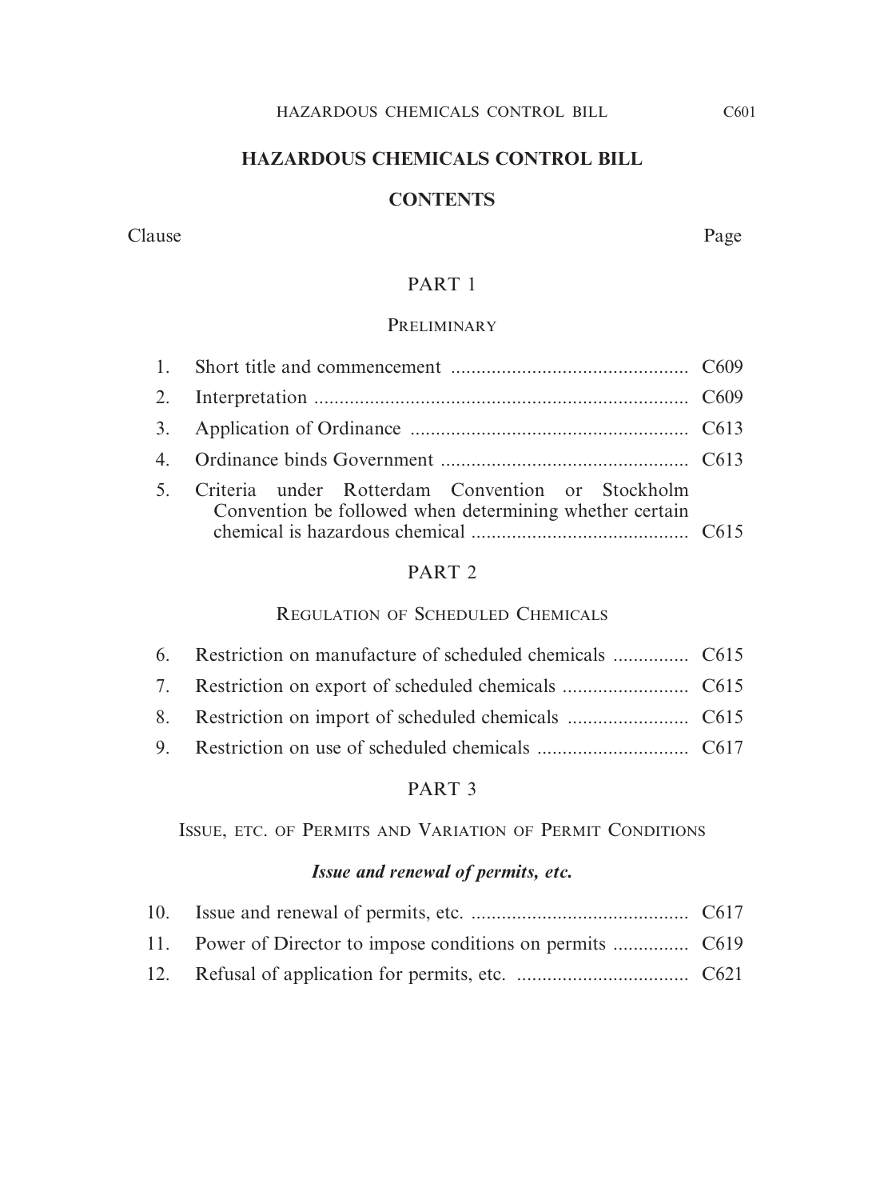# HAZARDOUS CHEMICALS CONTROL BILL

## CONTENTS

| Clause | | Page |
|---|---|---|
| | **PART 1** | |
| | **PRELIMINARY** | |
| 1. | Short title and commencement | C609 |
| 2. | Interpretation | C609 |
| 3. | Application of Ordinance | C613 |
| 4. | Ordinance binds Government | C613 |
| 5. | Criteria under Rotterdam Convention or Stockholm Convention be followed when determining whether certain chemical is hazardous chemical | C615 |
| | **PART 2** | |
| | **REGULATION OF SCHEDULED CHEMICALS** | |
| 6. | Restriction on manufacture of scheduled chemicals | C615 |
| 7. | Restriction on export of scheduled chemicals | C615 |
| 8. | Restriction on import of scheduled chemicals | C615 |
| 9. | Restriction on use of scheduled chemicals | C617 |
| | **PART 3** | |
| | **ISSUE, ETC. OF PERMITS AND VARIATION OF PERMIT CONDITIONS** | |
| | ***Issue and renewal of permits, etc.*** | |
| 10. | Issue and renewal of permits, etc. | C617 |
| 11. | Power of Director to impose conditions on permits | C619 |
| 12. | Refusal of application for permits, etc. | C621 |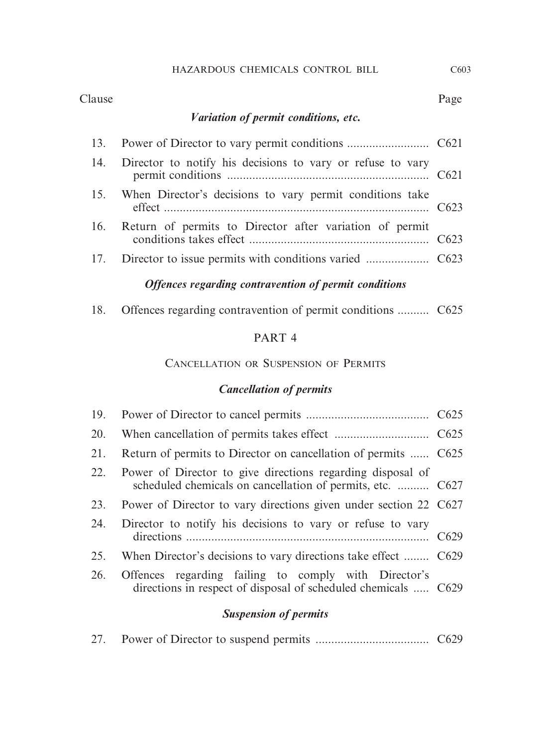| Clause | | Page |
|---|---|---|

### *Variation of permit conditions, etc.*

| Clause | | Page |
|---|---|---|
| 13. | Power of Director to vary permit conditions | C621 |
| 14. | Director to notify his decisions to vary or refuse to vary permit conditions | C621 |
| 15. | When Director's decisions to vary permit conditions take effect | C623 |
| 16. | Return of permits to Director after variation of permit conditions takes effect | C623 |
| 17. | Director to issue permits with conditions varied | C623 |

### *Offences regarding contravention of permit conditions*

| Clause | | Page |
|---|---|---|
| 18. | Offences regarding contravention of permit conditions | C625 |

## PART 4

## Cancellation or Suspension of Permits

### *Cancellation of permits*

| Clause | | Page |
|---|---|---|
| 19. | Power of Director to cancel permits | C625 |
| 20. | When cancellation of permits takes effect | C625 |
| 21. | Return of permits to Director on cancellation of permits | C625 |
| 22. | Power of Director to give directions regarding disposal of scheduled chemicals on cancellation of permits, etc. | C627 |
| 23. | Power of Director to vary directions given under section 22 | C627 |
| 24. | Director to notify his decisions to vary or refuse to vary directions | C629 |
| 25. | When Director's decisions to vary directions take effect | C629 |
| 26. | Offences regarding failing to comply with Director's directions in respect of disposal of scheduled chemicals | C629 |

### *Suspension of permits*

| Clause | | Page |
|---|---|---|
| 27. | Power of Director to suspend permits | C629 |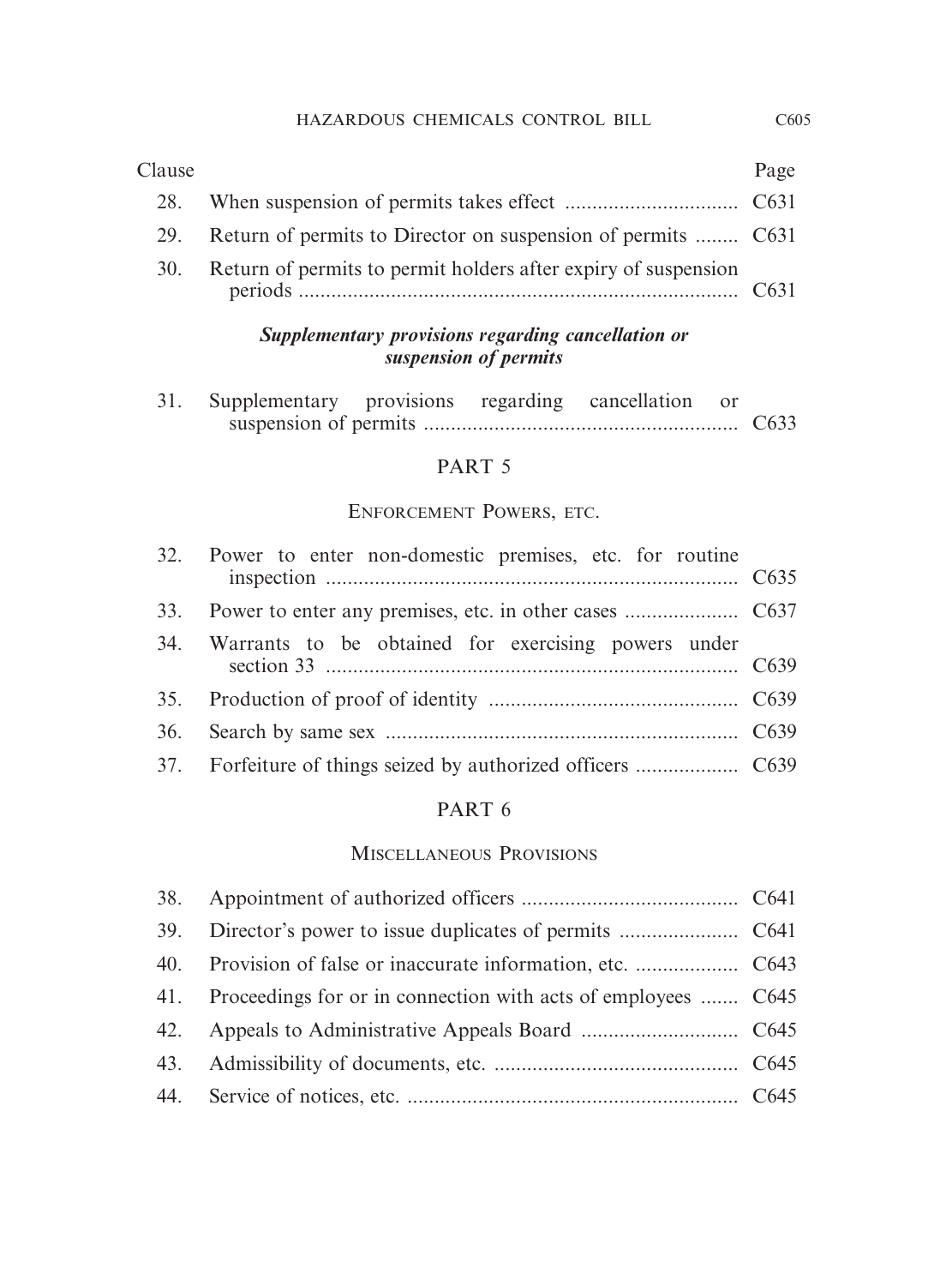| Clause | | Page |
|---|---|---|
| 28. | When suspension of permits takes effect | C631 |
| 29. | Return of permits to Director on suspension of permits | C631 |
| 30. | Return of permits to permit holders after expiry of suspension periods | C631 |

***Supplementary provisions regarding cancellation or suspension of permits***

| | | |
|---|---|---|
| 31. | Supplementary provisions regarding cancellation or suspension of permits | C633 |

## PART 5

### Enforcement Powers, etc.

| | | |
|---|---|---|
| 32. | Power to enter non-domestic premises, etc. for routine inspection | C635 |
| 33. | Power to enter any premises, etc. in other cases | C637 |
| 34. | Warrants to be obtained for exercising powers under section 33 | C639 |
| 35. | Production of proof of identity | C639 |
| 36. | Search by same sex | C639 |
| 37. | Forfeiture of things seized by authorized officers | C639 |

## PART 6

### Miscellaneous Provisions

| | | |
|---|---|---|
| 38. | Appointment of authorized officers | C641 |
| 39. | Director's power to issue duplicates of permits | C641 |
| 40. | Provision of false or inaccurate information, etc. | C643 |
| 41. | Proceedings for or in connection with acts of employees | C645 |
| 42. | Appeals to Administrative Appeals Board | C645 |
| 43. | Admissibility of documents, etc. | C645 |
| 44. | Service of notices, etc. | C645 |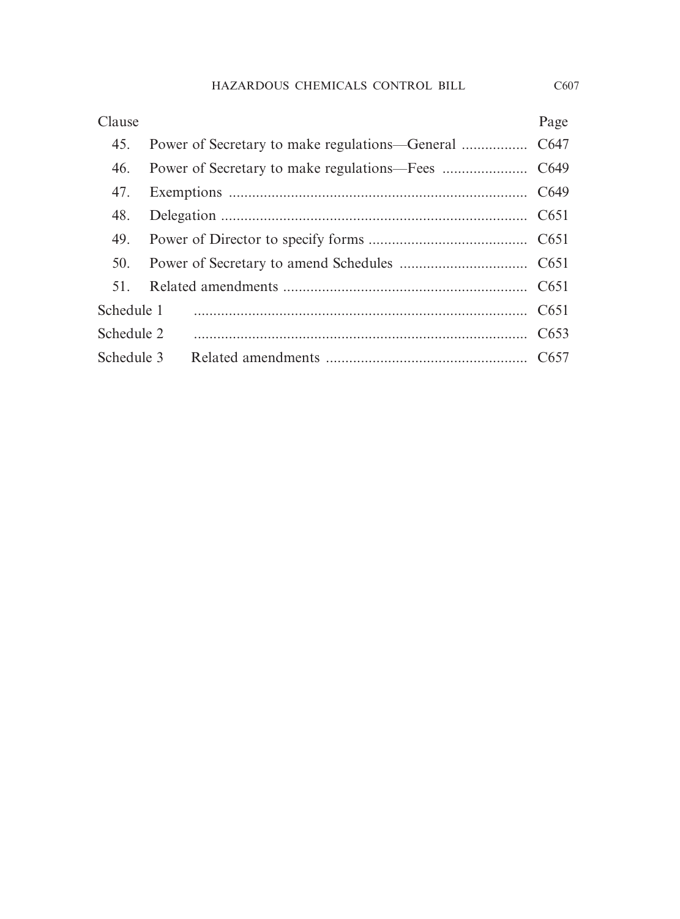| Clause | | Page |
|---|---|---|
| 45. | Power of Secretary to make regulations—General | C647 |
| 46. | Power of Secretary to make regulations—Fees | C649 |
| 47. | Exemptions | C649 |
| 48. | Delegation | C651 |
| 49. | Power of Director to specify forms | C651 |
| 50. | Power of Secretary to amend Schedules | C651 |
| 51. | Related amendments | C651 |
| Schedule 1 | | C651 |
| Schedule 2 | | C653 |
| Schedule 3 | Related amendments | C657 |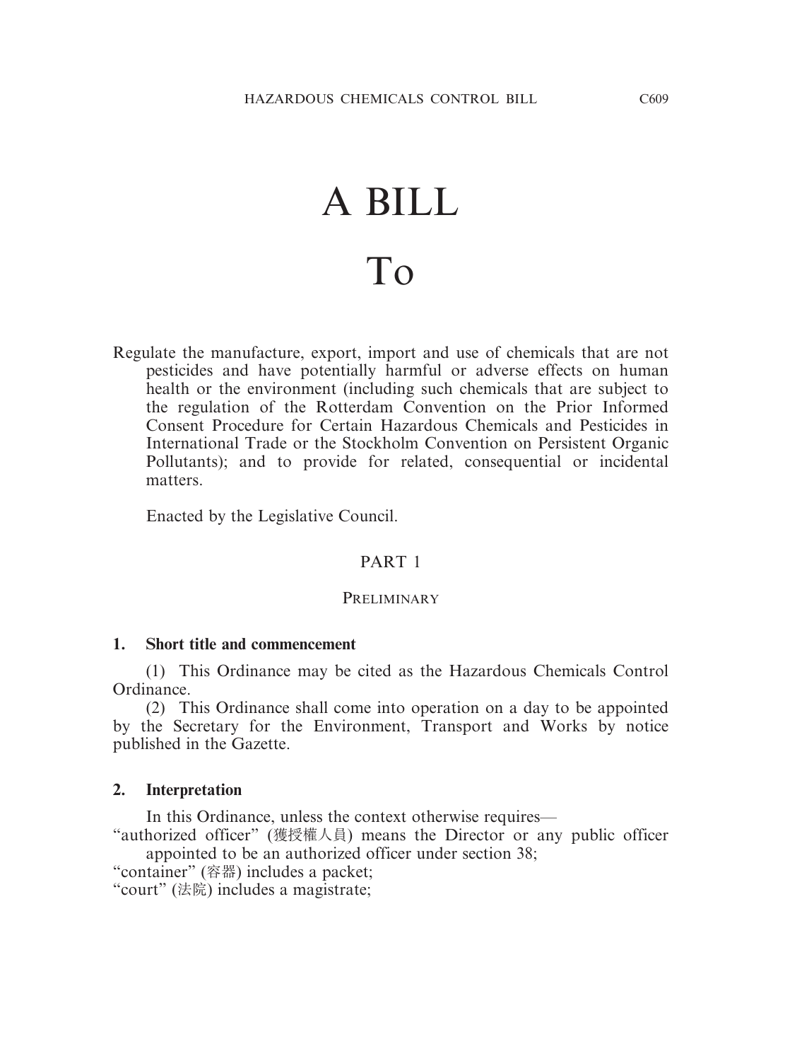# A BILL

# To

Regulate the manufacture, export, import and use of chemicals that are not pesticides and have potentially harmful or adverse effects on human health or the environment (including such chemicals that are subject to the regulation of the Rotterdam Convention on the Prior Informed Consent Procedure for Certain Hazardous Chemicals and Pesticides in International Trade or the Stockholm Convention on Persistent Organic Pollutants); and to provide for related, consequential or incidental matters.

Enacted by the Legislative Council.

## PART 1

### PRELIMINARY

**1. Short title and commencement**

(1) This Ordinance may be cited as the Hazardous Chemicals Control Ordinance.

(2) This Ordinance shall come into operation on a day to be appointed by the Secretary for the Environment, Transport and Works by notice published in the Gazette.

**2. Interpretation**

In this Ordinance, unless the context otherwise requires—

"authorized officer" (獲授權人員) means the Director or any public officer appointed to be an authorized officer under section 38;

"container" (容器) includes a packet;

"court" (法院) includes a magistrate;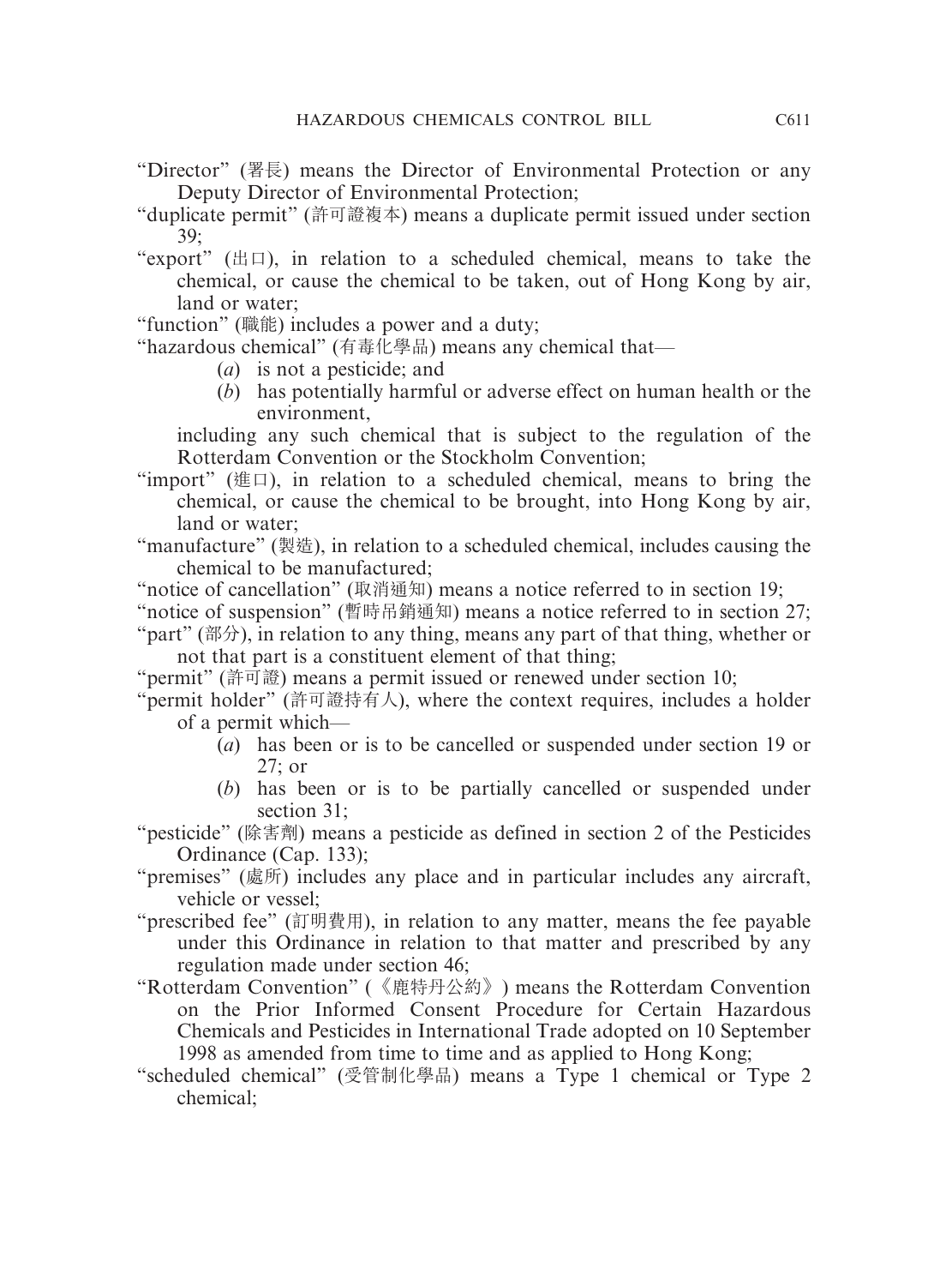"Director" (署長) means the Director of Environmental Protection or any Deputy Director of Environmental Protection;

"duplicate permit" (許可證複本) means a duplicate permit issued under section 39;

"export" (出口), in relation to a scheduled chemical, means to take the chemical, or cause the chemical to be taken, out of Hong Kong by air, land or water;

"function" (職能) includes a power and a duty;

"hazardous chemical" (有毒化學品) means any chemical that—

(*a*) is not a pesticide; and

(*b*) has potentially harmful or adverse effect on human health or the environment,

including any such chemical that is subject to the regulation of the Rotterdam Convention or the Stockholm Convention;

"import" (進口), in relation to a scheduled chemical, means to bring the chemical, or cause the chemical to be brought, into Hong Kong by air, land or water;

"manufacture" (製造), in relation to a scheduled chemical, includes causing the chemical to be manufactured;

"notice of cancellation" (取消通知) means a notice referred to in section 19;

"notice of suspension" (暫時吊銷通知) means a notice referred to in section 27;

"part" (部分), in relation to any thing, means any part of that thing, whether or not that part is a constituent element of that thing;

"permit" (許可證) means a permit issued or renewed under section 10;

"permit holder" (許可證持有人), where the context requires, includes a holder of a permit which—

(*a*) has been or is to be cancelled or suspended under section 19 or 27; or

(*b*) has been or is to be partially cancelled or suspended under section 31;

"pesticide" (除害劑) means a pesticide as defined in section 2 of the Pesticides Ordinance (Cap. 133);

"premises" (處所) includes any place and in particular includes any aircraft, vehicle or vessel;

"prescribed fee" (訂明費用), in relation to any matter, means the fee payable under this Ordinance in relation to that matter and prescribed by any regulation made under section 46;

"Rotterdam Convention" (《鹿特丹公約》) means the Rotterdam Convention on the Prior Informed Consent Procedure for Certain Hazardous Chemicals and Pesticides in International Trade adopted on 10 September 1998 as amended from time to time and as applied to Hong Kong;

"scheduled chemical" (受管制化學品) means a Type 1 chemical or Type 2 chemical;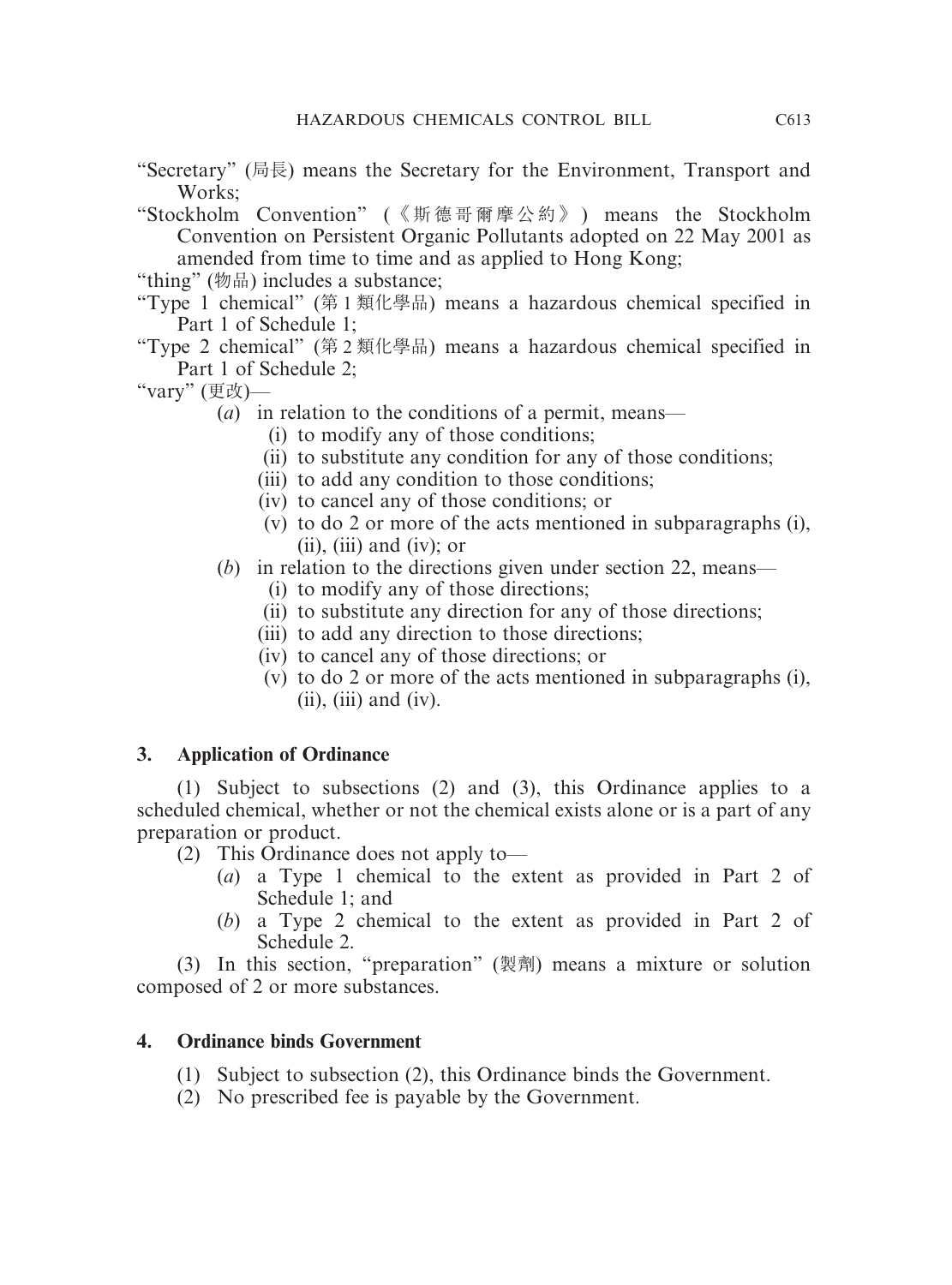"Secretary" (局長) means the Secretary for the Environment, Transport and Works;

"Stockholm Convention" (《斯德哥爾摩公約》) means the Stockholm Convention on Persistent Organic Pollutants adopted on 22 May 2001 as amended from time to time and as applied to Hong Kong;

"thing" (物品) includes a substance;

"Type 1 chemical" (第 1 類化學品) means a hazardous chemical specified in Part 1 of Schedule 1;

"Type 2 chemical" (第 2 類化學品) means a hazardous chemical specified in Part 1 of Schedule 2;

"vary" (更改)—

(*a*) in relation to the conditions of a permit, means—

(i) to modify any of those conditions;

(ii) to substitute any condition for any of those conditions;

(iii) to add any condition to those conditions;

(iv) to cancel any of those conditions; or

(v) to do 2 or more of the acts mentioned in subparagraphs (i), (ii), (iii) and (iv); or

(*b*) in relation to the directions given under section 22, means—

(i) to modify any of those directions;

(ii) to substitute any direction for any of those directions;

(iii) to add any direction to those directions;

(iv) to cancel any of those directions; or

(v) to do 2 or more of the acts mentioned in subparagraphs (i), (ii), (iii) and (iv).

**3. Application of Ordinance**

(1) Subject to subsections (2) and (3), this Ordinance applies to a scheduled chemical, whether or not the chemical exists alone or is a part of any preparation or product.

(2) This Ordinance does not apply to—

(*a*) a Type 1 chemical to the extent as provided in Part 2 of Schedule 1; and

(*b*) a Type 2 chemical to the extent as provided in Part 2 of Schedule 2.

(3) In this section, "preparation" (製劑) means a mixture or solution composed of 2 or more substances.

**4. Ordinance binds Government**

(1) Subject to subsection (2), this Ordinance binds the Government.

(2) No prescribed fee is payable by the Government.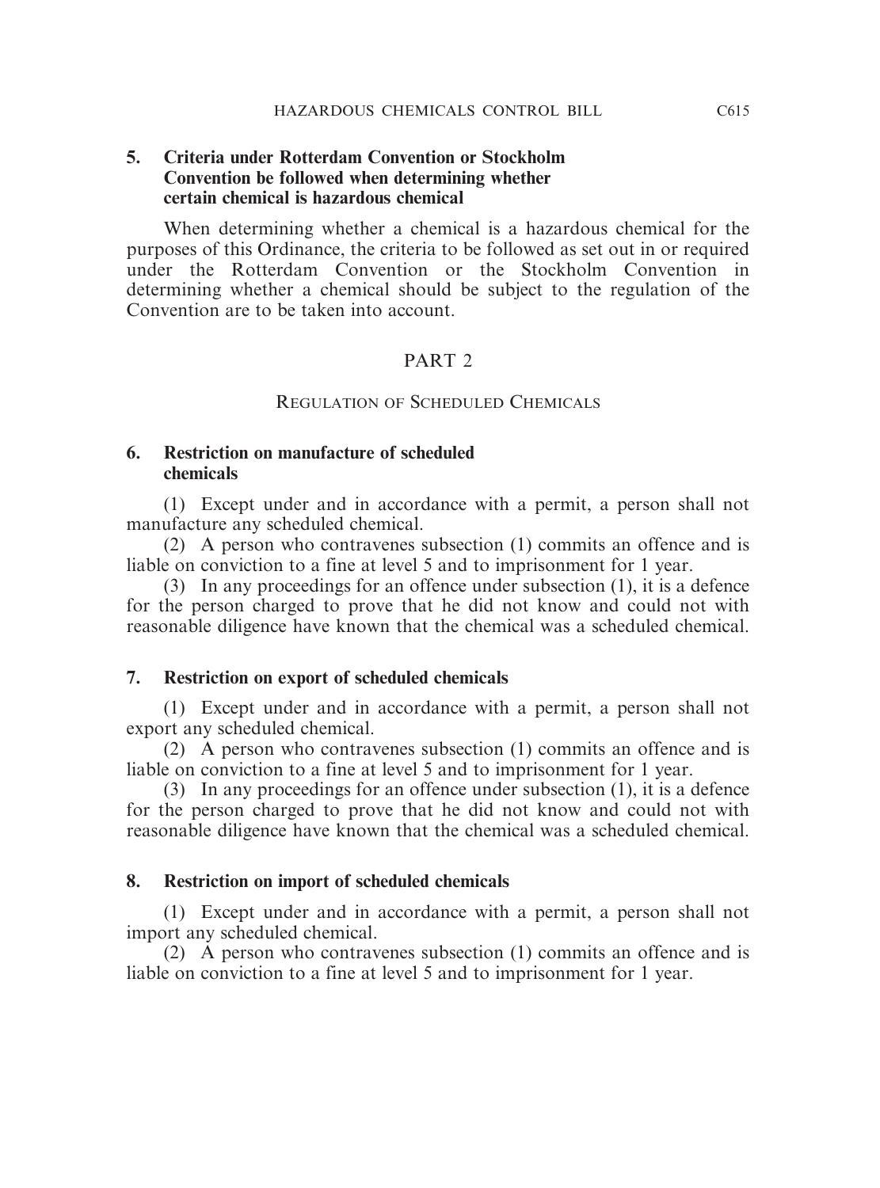**5. Criteria under Rotterdam Convention or Stockholm Convention be followed when determining whether certain chemical is hazardous chemical**

When determining whether a chemical is a hazardous chemical for the purposes of this Ordinance, the criteria to be followed as set out in or required under the Rotterdam Convention or the Stockholm Convention in determining whether a chemical should be subject to the regulation of the Convention are to be taken into account.

## PART 2

## REGULATION OF SCHEDULED CHEMICALS

**6. Restriction on manufacture of scheduled chemicals**

(1) Except under and in accordance with a permit, a person shall not manufacture any scheduled chemical.

(2) A person who contravenes subsection (1) commits an offence and is liable on conviction to a fine at level 5 and to imprisonment for 1 year.

(3) In any proceedings for an offence under subsection (1), it is a defence for the person charged to prove that he did not know and could not with reasonable diligence have known that the chemical was a scheduled chemical.

**7. Restriction on export of scheduled chemicals**

(1) Except under and in accordance with a permit, a person shall not export any scheduled chemical.

(2) A person who contravenes subsection (1) commits an offence and is liable on conviction to a fine at level 5 and to imprisonment for 1 year.

(3) In any proceedings for an offence under subsection (1), it is a defence for the person charged to prove that he did not know and could not with reasonable diligence have known that the chemical was a scheduled chemical.

**8. Restriction on import of scheduled chemicals**

(1) Except under and in accordance with a permit, a person shall not import any scheduled chemical.

(2) A person who contravenes subsection (1) commits an offence and is liable on conviction to a fine at level 5 and to imprisonment for 1 year.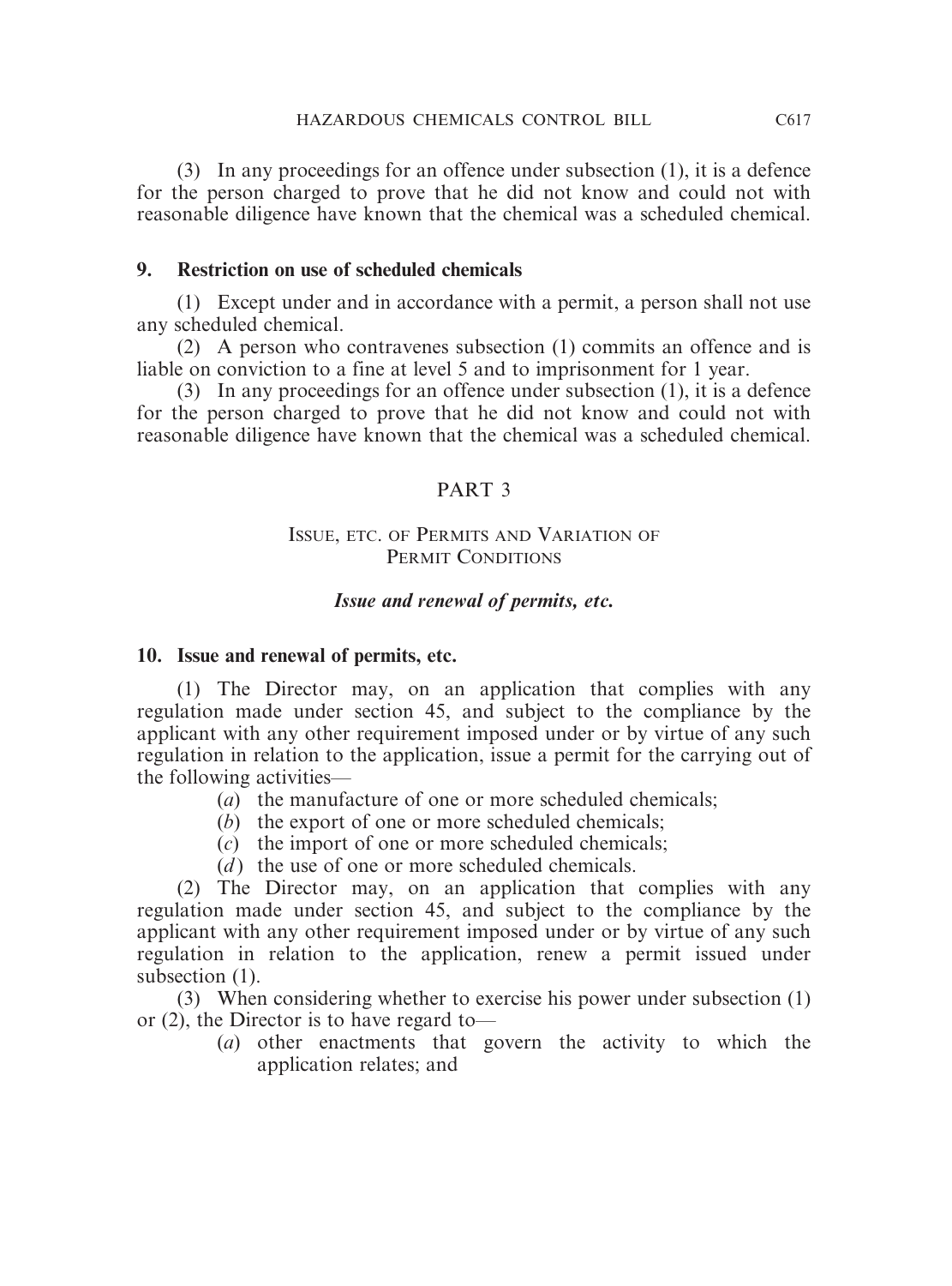(3) In any proceedings for an offence under subsection (1), it is a defence for the person charged to prove that he did not know and could not with reasonable diligence have known that the chemical was a scheduled chemical.

**9. Restriction on use of scheduled chemicals**

(1) Except under and in accordance with a permit, a person shall not use any scheduled chemical.

(2) A person who contravenes subsection (1) commits an offence and is liable on conviction to a fine at level 5 and to imprisonment for 1 year.

(3) In any proceedings for an offence under subsection (1), it is a defence for the person charged to prove that he did not know and could not with reasonable diligence have known that the chemical was a scheduled chemical.

## PART 3

## Issue, etc. of Permits and Variation of Permit Conditions

### *Issue and renewal of permits, etc.*

**10. Issue and renewal of permits, etc.**

(1) The Director may, on an application that complies with any regulation made under section 45, and subject to the compliance by the applicant with any other requirement imposed under or by virtue of any such regulation in relation to the application, issue a permit for the carrying out of the following activities—

(*a*) the manufacture of one or more scheduled chemicals;

(*b*) the export of one or more scheduled chemicals;

(*c*) the import of one or more scheduled chemicals;

(*d*) the use of one or more scheduled chemicals.

(2) The Director may, on an application that complies with any regulation made under section 45, and subject to the compliance by the applicant with any other requirement imposed under or by virtue of any such regulation in relation to the application, renew a permit issued under subsection (1).

(3) When considering whether to exercise his power under subsection (1) or (2), the Director is to have regard to—

(*a*) other enactments that govern the activity to which the application relates; and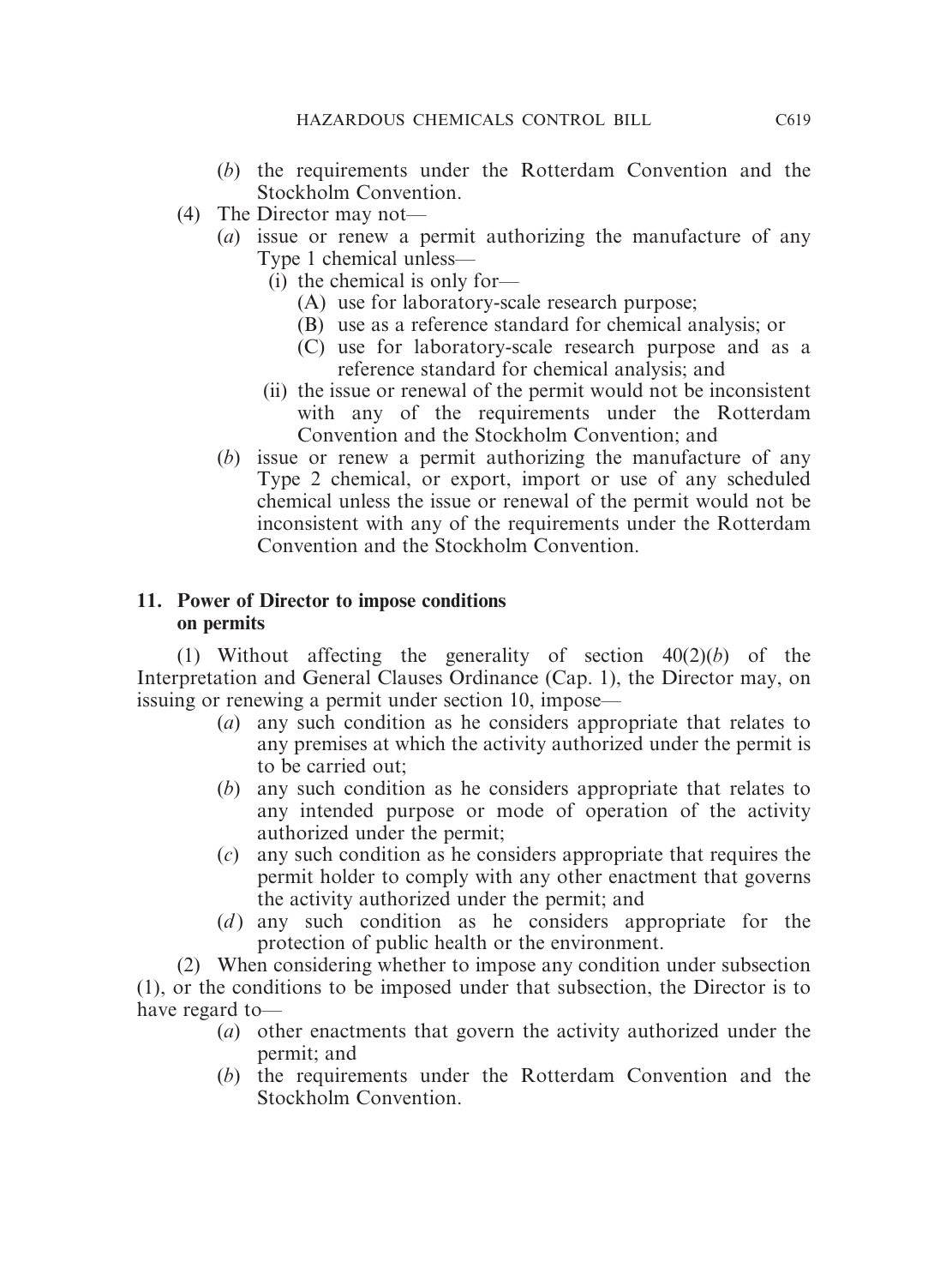(*b*) the requirements under the Rotterdam Convention and the Stockholm Convention.

(4) The Director may not—

(*a*) issue or renew a permit authorizing the manufacture of any Type 1 chemical unless—

(i) the chemical is only for—

(A) use for laboratory-scale research purpose;

(B) use as a reference standard for chemical analysis; or

(C) use for laboratory-scale research purpose and as a reference standard for chemical analysis; and

(ii) the issue or renewal of the permit would not be inconsistent with any of the requirements under the Rotterdam Convention and the Stockholm Convention; and

(*b*) issue or renew a permit authorizing the manufacture of any Type 2 chemical, or export, import or use of any scheduled chemical unless the issue or renewal of the permit would not be inconsistent with any of the requirements under the Rotterdam Convention and the Stockholm Convention.

**11. Power of Director to impose conditions on permits**

(1) Without affecting the generality of section 40(2)(*b*) of the Interpretation and General Clauses Ordinance (Cap. 1), the Director may, on issuing or renewing a permit under section 10, impose—

(*a*) any such condition as he considers appropriate that relates to any premises at which the activity authorized under the permit is to be carried out;

(*b*) any such condition as he considers appropriate that relates to any intended purpose or mode of operation of the activity authorized under the permit;

(*c*) any such condition as he considers appropriate that requires the permit holder to comply with any other enactment that governs the activity authorized under the permit; and

(*d*) any such condition as he considers appropriate for the protection of public health or the environment.

(2) When considering whether to impose any condition under subsection (1), or the conditions to be imposed under that subsection, the Director is to have regard to—

(*a*) other enactments that govern the activity authorized under the permit; and

(*b*) the requirements under the Rotterdam Convention and the Stockholm Convention.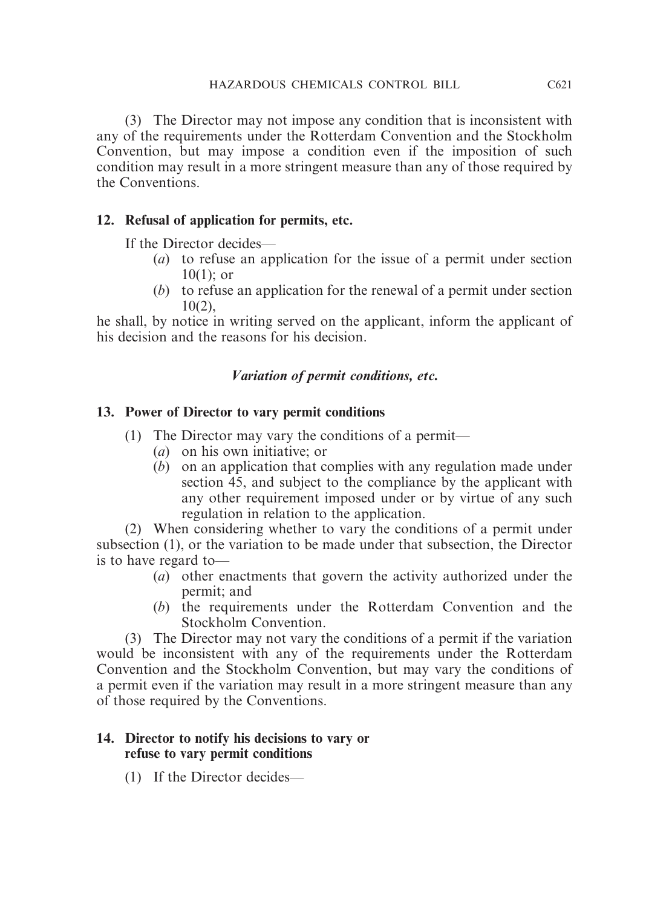(3) The Director may not impose any condition that is inconsistent with any of the requirements under the Rotterdam Convention and the Stockholm Convention, but may impose a condition even if the imposition of such condition may result in a more stringent measure than any of those required by the Conventions.

**12. Refusal of application for permits, etc.**

If the Director decides—

- (*a*) to refuse an application for the issue of a permit under section 10(1); or
- (*b*) to refuse an application for the renewal of a permit under section 10(2),

he shall, by notice in writing served on the applicant, inform the applicant of his decision and the reasons for his decision.

***Variation of permit conditions, etc.***

**13. Power of Director to vary permit conditions**

(1) The Director may vary the conditions of a permit—

- (*a*) on his own initiative; or
- (*b*) on an application that complies with any regulation made under section 45, and subject to the compliance by the applicant with any other requirement imposed under or by virtue of any such regulation in relation to the application.

(2) When considering whether to vary the conditions of a permit under subsection (1), or the variation to be made under that subsection, the Director is to have regard to—

- (*a*) other enactments that govern the activity authorized under the permit; and
- (*b*) the requirements under the Rotterdam Convention and the Stockholm Convention.

(3) The Director may not vary the conditions of a permit if the variation would be inconsistent with any of the requirements under the Rotterdam Convention and the Stockholm Convention, but may vary the conditions of a permit even if the variation may result in a more stringent measure than any of those required by the Conventions.

**14. Director to notify his decisions to vary or refuse to vary permit conditions**

(1) If the Director decides—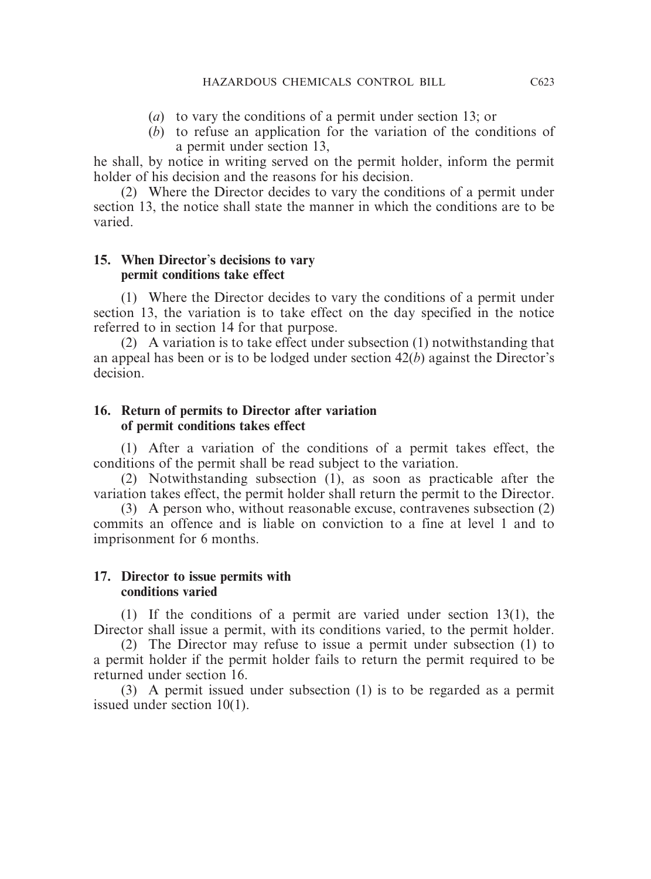(*a*) to vary the conditions of a permit under section 13; or

(*b*) to refuse an application for the variation of the conditions of a permit under section 13,

he shall, by notice in writing served on the permit holder, inform the permit holder of his decision and the reasons for his decision.

(2) Where the Director decides to vary the conditions of a permit under section 13, the notice shall state the manner in which the conditions are to be varied.

### 15. When Director's decisions to vary permit conditions take effect

(1) Where the Director decides to vary the conditions of a permit under section 13, the variation is to take effect on the day specified in the notice referred to in section 14 for that purpose.

(2) A variation is to take effect under subsection (1) notwithstanding that an appeal has been or is to be lodged under section 42(*b*) against the Director's decision.

### 16. Return of permits to Director after variation of permit conditions takes effect

(1) After a variation of the conditions of a permit takes effect, the conditions of the permit shall be read subject to the variation.

(2) Notwithstanding subsection (1), as soon as practicable after the variation takes effect, the permit holder shall return the permit to the Director.

(3) A person who, without reasonable excuse, contravenes subsection (2) commits an offence and is liable on conviction to a fine at level 1 and to imprisonment for 6 months.

### 17. Director to issue permits with conditions varied

(1) If the conditions of a permit are varied under section 13(1), the Director shall issue a permit, with its conditions varied, to the permit holder.

(2) The Director may refuse to issue a permit under subsection (1) to a permit holder if the permit holder fails to return the permit required to be returned under section 16.

(3) A permit issued under subsection (1) is to be regarded as a permit issued under section 10(1).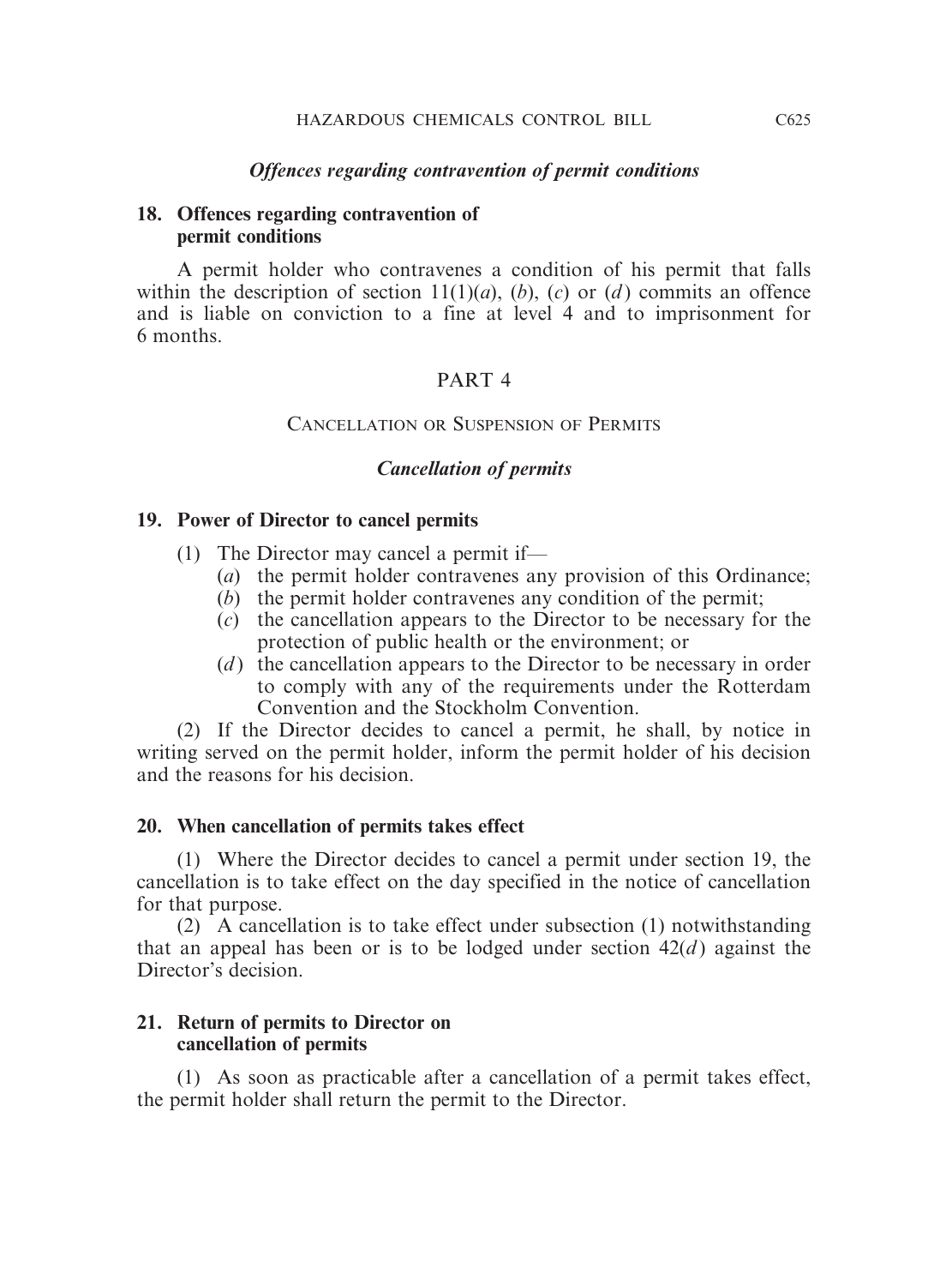*Offences regarding contravention of permit conditions*

**18. Offences regarding contravention of permit conditions**

A permit holder who contravenes a condition of his permit that falls within the description of section 11(1)(*a*), (*b*), (*c*) or (*d*) commits an offence and is liable on conviction to a fine at level 4 and to imprisonment for 6 months.

## PART 4

## CANCELLATION OR SUSPENSION OF PERMITS

*Cancellation of permits*

**19. Power of Director to cancel permits**

(1) The Director may cancel a permit if—

(*a*) the permit holder contravenes any provision of this Ordinance;

(*b*) the permit holder contravenes any condition of the permit;

(*c*) the cancellation appears to the Director to be necessary for the protection of public health or the environment; or

(*d*) the cancellation appears to the Director to be necessary in order to comply with any of the requirements under the Rotterdam Convention and the Stockholm Convention.

(2) If the Director decides to cancel a permit, he shall, by notice in writing served on the permit holder, inform the permit holder of his decision and the reasons for his decision.

**20. When cancellation of permits takes effect**

(1) Where the Director decides to cancel a permit under section 19, the cancellation is to take effect on the day specified in the notice of cancellation for that purpose.

(2) A cancellation is to take effect under subsection (1) notwithstanding that an appeal has been or is to be lodged under section 42(*d*) against the Director's decision.

**21. Return of permits to Director on cancellation of permits**

(1) As soon as practicable after a cancellation of a permit takes effect, the permit holder shall return the permit to the Director.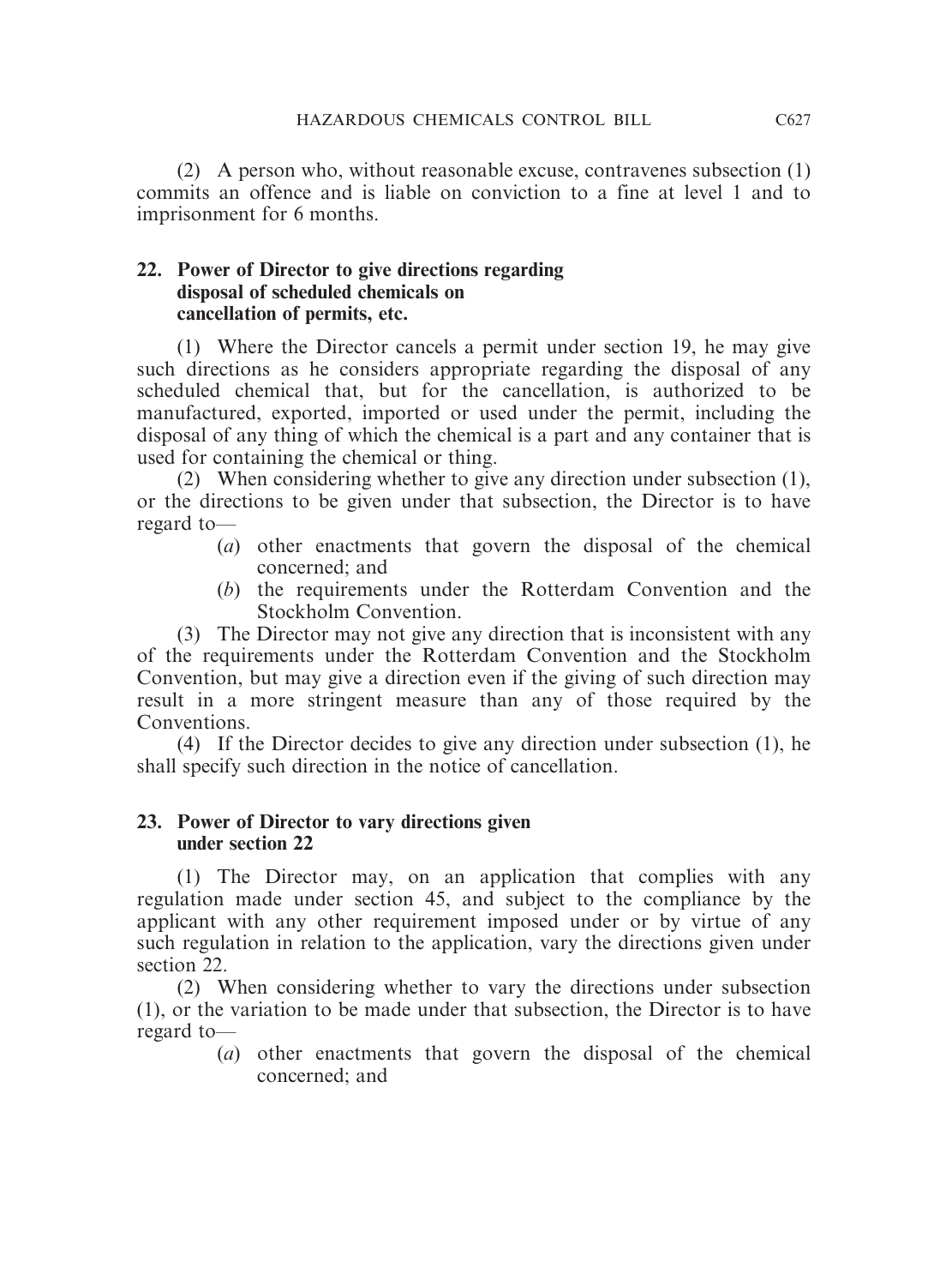(2) A person who, without reasonable excuse, contravenes subsection (1) commits an offence and is liable on conviction to a fine at level 1 and to imprisonment for 6 months.

**22. Power of Director to give directions regarding disposal of scheduled chemicals on cancellation of permits, etc.**

(1) Where the Director cancels a permit under section 19, he may give such directions as he considers appropriate regarding the disposal of any scheduled chemical that, but for the cancellation, is authorized to be manufactured, exported, imported or used under the permit, including the disposal of any thing of which the chemical is a part and any container that is used for containing the chemical or thing.

(2) When considering whether to give any direction under subsection (1), or the directions to be given under that subsection, the Director is to have regard to—

- (*a*) other enactments that govern the disposal of the chemical concerned; and
- (*b*) the requirements under the Rotterdam Convention and the Stockholm Convention.

(3) The Director may not give any direction that is inconsistent with any of the requirements under the Rotterdam Convention and the Stockholm Convention, but may give a direction even if the giving of such direction may result in a more stringent measure than any of those required by the Conventions.

(4) If the Director decides to give any direction under subsection (1), he shall specify such direction in the notice of cancellation.

**23. Power of Director to vary directions given under section 22**

(1) The Director may, on an application that complies with any regulation made under section 45, and subject to the compliance by the applicant with any other requirement imposed under or by virtue of any such regulation in relation to the application, vary the directions given under section 22.

(2) When considering whether to vary the directions under subsection (1), or the variation to be made under that subsection, the Director is to have regard to—

- (*a*) other enactments that govern the disposal of the chemical concerned; and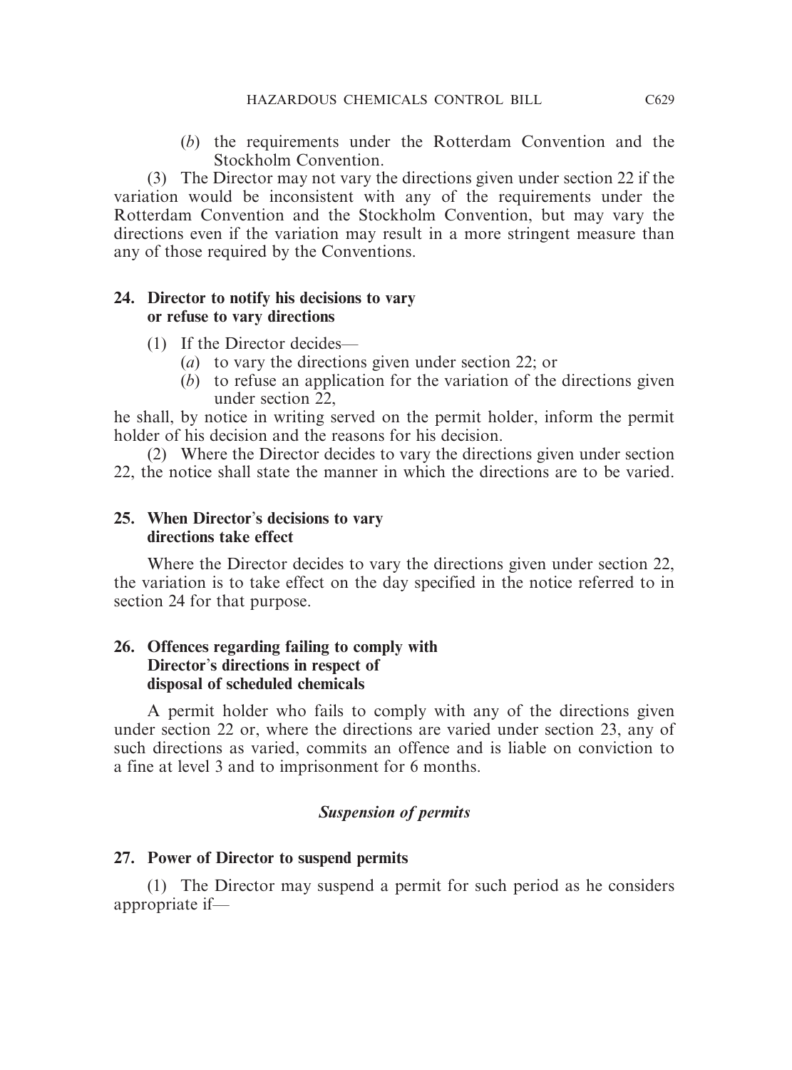(*b*) the requirements under the Rotterdam Convention and the Stockholm Convention.

(3) The Director may not vary the directions given under section 22 if the variation would be inconsistent with any of the requirements under the Rotterdam Convention and the Stockholm Convention, but may vary the directions even if the variation may result in a more stringent measure than any of those required by the Conventions.

**24. Director to notify his decisions to vary or refuse to vary directions**

(1) If the Director decides—

(*a*) to vary the directions given under section 22; or

(*b*) to refuse an application for the variation of the directions given under section 22,

he shall, by notice in writing served on the permit holder, inform the permit holder of his decision and the reasons for his decision.

(2) Where the Director decides to vary the directions given under section 22, the notice shall state the manner in which the directions are to be varied.

**25. When Director's decisions to vary directions take effect**

Where the Director decides to vary the directions given under section 22, the variation is to take effect on the day specified in the notice referred to in section 24 for that purpose.

**26. Offences regarding failing to comply with Director's directions in respect of disposal of scheduled chemicals**

A permit holder who fails to comply with any of the directions given under section 22 or, where the directions are varied under section 23, any of such directions as varied, commits an offence and is liable on conviction to a fine at level 3 and to imprisonment for 6 months.

***Suspension of permits***

**27. Power of Director to suspend permits**

(1) The Director may suspend a permit for such period as he considers appropriate if—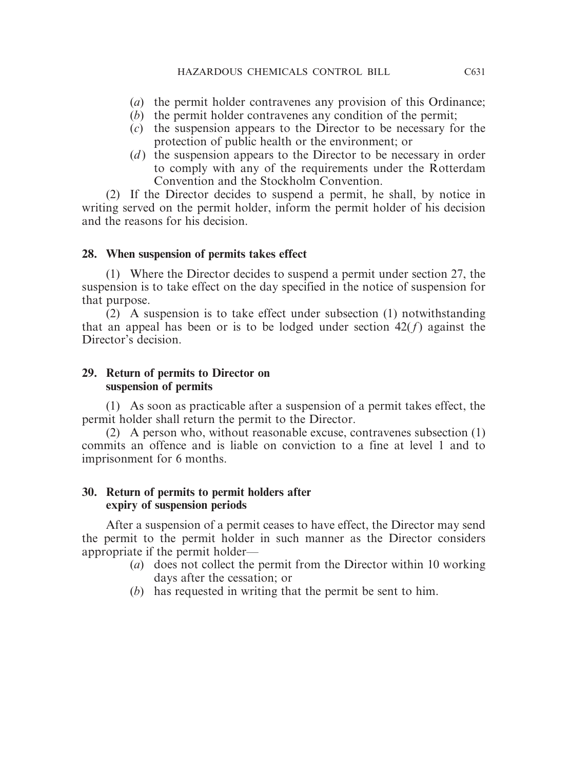(*a*) the permit holder contravenes any provision of this Ordinance;

(*b*) the permit holder contravenes any condition of the permit;

(*c*) the suspension appears to the Director to be necessary for the protection of public health or the environment; or

(*d*) the suspension appears to the Director to be necessary in order to comply with any of the requirements under the Rotterdam Convention and the Stockholm Convention.

(2) If the Director decides to suspend a permit, he shall, by notice in writing served on the permit holder, inform the permit holder of his decision and the reasons for his decision.

**28. When suspension of permits takes effect**

(1) Where the Director decides to suspend a permit under section 27, the suspension is to take effect on the day specified in the notice of suspension for that purpose.

(2) A suspension is to take effect under subsection (1) notwithstanding that an appeal has been or is to be lodged under section 42(*f*) against the Director's decision.

**29. Return of permits to Director on suspension of permits**

(1) As soon as practicable after a suspension of a permit takes effect, the permit holder shall return the permit to the Director.

(2) A person who, without reasonable excuse, contravenes subsection (1) commits an offence and is liable on conviction to a fine at level 1 and to imprisonment for 6 months.

**30. Return of permits to permit holders after expiry of suspension periods**

After a suspension of a permit ceases to have effect, the Director may send the permit to the permit holder in such manner as the Director considers appropriate if the permit holder—

(*a*) does not collect the permit from the Director within 10 working days after the cessation; or

(*b*) has requested in writing that the permit be sent to him.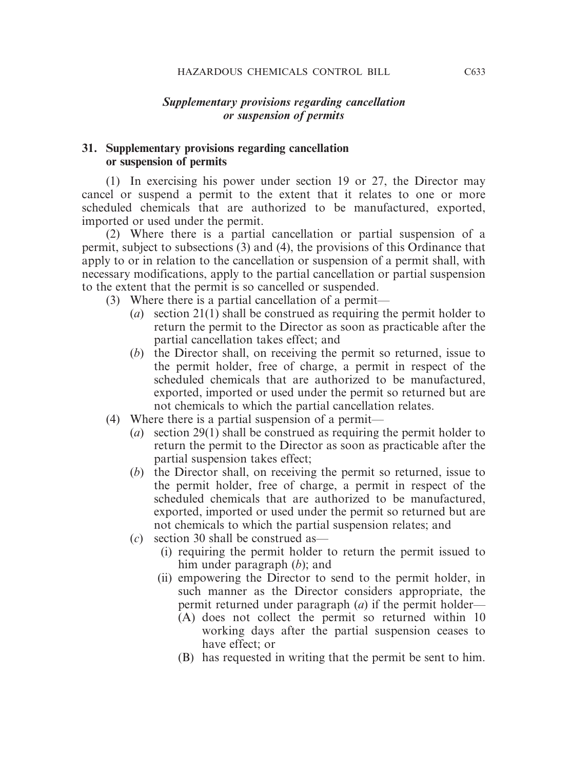## *Supplementary provisions regarding cancellation or suspension of permits*

### 31. Supplementary provisions regarding cancellation or suspension of permits

(1) In exercising his power under section 19 or 27, the Director may cancel or suspend a permit to the extent that it relates to one or more scheduled chemicals that are authorized to be manufactured, exported, imported or used under the permit.

(2) Where there is a partial cancellation or partial suspension of a permit, subject to subsections (3) and (4), the provisions of this Ordinance that apply to or in relation to the cancellation or suspension of a permit shall, with necessary modifications, apply to the partial cancellation or partial suspension to the extent that the permit is so cancelled or suspended.

(3) Where there is a partial cancellation of a permit—

- (*a*) section 21(1) shall be construed as requiring the permit holder to return the permit to the Director as soon as practicable after the partial cancellation takes effect; and
- (*b*) the Director shall, on receiving the permit so returned, issue to the permit holder, free of charge, a permit in respect of the scheduled chemicals that are authorized to be manufactured, exported, imported or used under the permit so returned but are not chemicals to which the partial cancellation relates.

(4) Where there is a partial suspension of a permit—

- (*a*) section 29(1) shall be construed as requiring the permit holder to return the permit to the Director as soon as practicable after the partial suspension takes effect;
- (*b*) the Director shall, on receiving the permit so returned, issue to the permit holder, free of charge, a permit in respect of the scheduled chemicals that are authorized to be manufactured, exported, imported or used under the permit so returned but are not chemicals to which the partial suspension relates; and
- (*c*) section 30 shall be construed as—
  - (i) requiring the permit holder to return the permit issued to him under paragraph (*b*); and
  - (ii) empowering the Director to send to the permit holder, in such manner as the Director considers appropriate, the permit returned under paragraph (*a*) if the permit holder—
    - (A) does not collect the permit so returned within 10 working days after the partial suspension ceases to have effect; or
    - (B) has requested in writing that the permit be sent to him.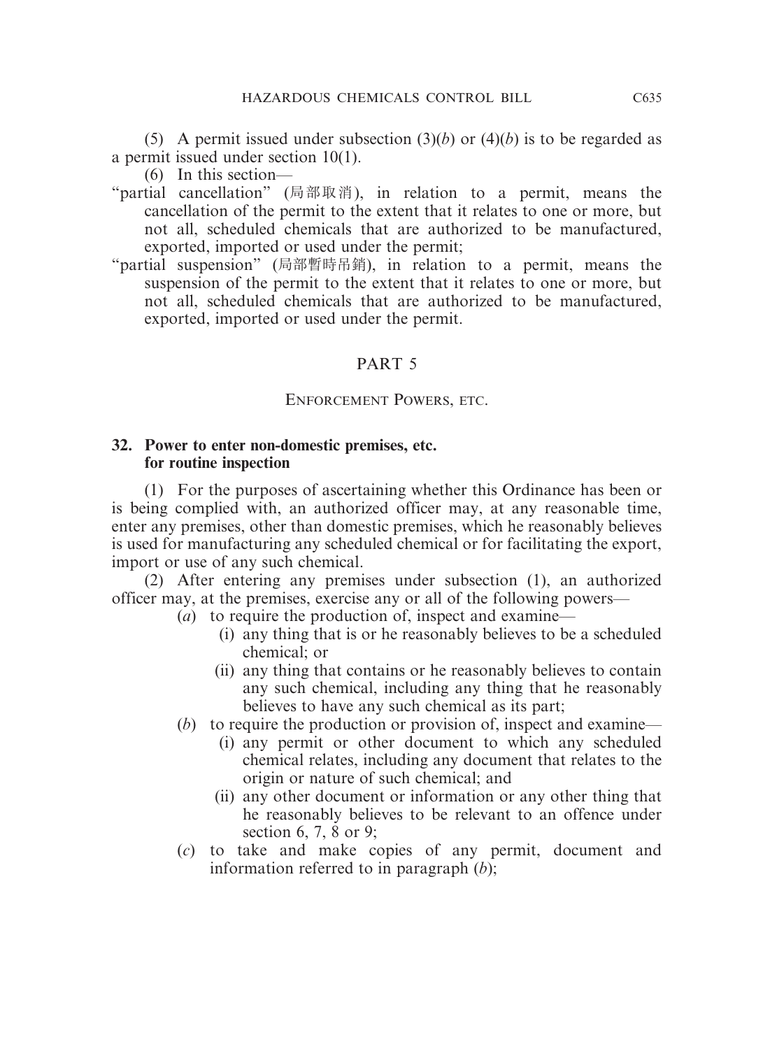(5) A permit issued under subsection (3)(*b*) or (4)(*b*) is to be regarded as a permit issued under section 10(1).

(6) In this section—

"partial cancellation" (局部取消), in relation to a permit, means the cancellation of the permit to the extent that it relates to one or more, but not all, scheduled chemicals that are authorized to be manufactured, exported, imported or used under the permit;

"partial suspension" (局部暫時吊銷), in relation to a permit, means the suspension of the permit to the extent that it relates to one or more, but not all, scheduled chemicals that are authorized to be manufactured, exported, imported or used under the permit.

## PART 5

## ENFORCEMENT POWERS, ETC.

### 32. Power to enter non-domestic premises, etc. for routine inspection

(1) For the purposes of ascertaining whether this Ordinance has been or is being complied with, an authorized officer may, at any reasonable time, enter any premises, other than domestic premises, which he reasonably believes is used for manufacturing any scheduled chemical or for facilitating the export, import or use of any such chemical.

(2) After entering any premises under subsection (1), an authorized officer may, at the premises, exercise any or all of the following powers—

(*a*) to require the production of, inspect and examine—

(i) any thing that is or he reasonably believes to be a scheduled chemical; or

(ii) any thing that contains or he reasonably believes to contain any such chemical, including any thing that he reasonably believes to have any such chemical as its part;

(*b*) to require the production or provision of, inspect and examine—

(i) any permit or other document to which any scheduled chemical relates, including any document that relates to the origin or nature of such chemical; and

(ii) any other document or information or any other thing that he reasonably believes to be relevant to an offence under section 6, 7, 8 or 9;

(*c*) to take and make copies of any permit, document and information referred to in paragraph (*b*);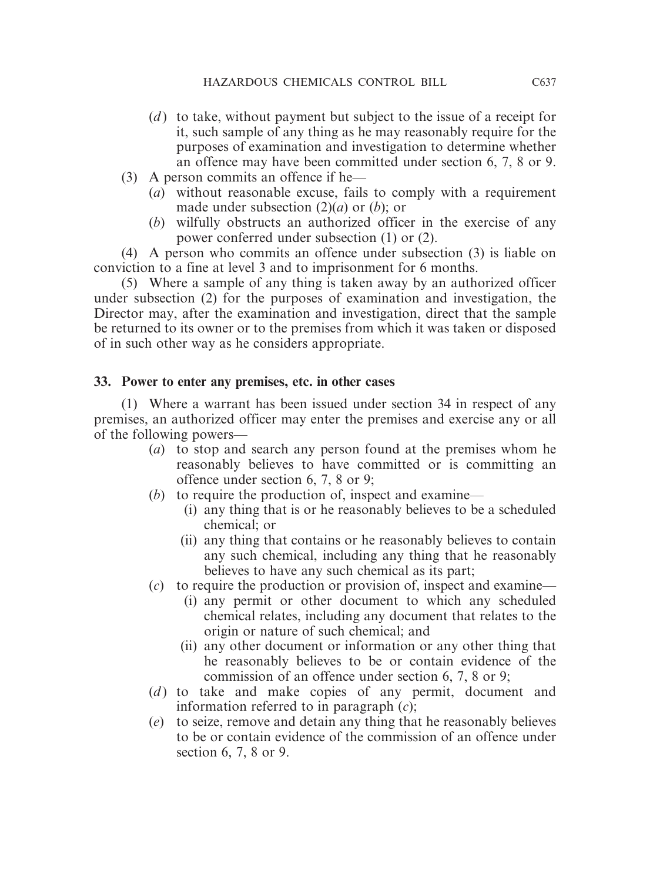(*d*) to take, without payment but subject to the issue of a receipt for it, such sample of any thing as he may reasonably require for the purposes of examination and investigation to determine whether an offence may have been committed under section 6, 7, 8 or 9.

(3) A person commits an offence if he—

(*a*) without reasonable excuse, fails to comply with a requirement made under subsection (2)(*a*) or (*b*); or

(*b*) wilfully obstructs an authorized officer in the exercise of any power conferred under subsection (1) or (2).

(4) A person who commits an offence under subsection (3) is liable on conviction to a fine at level 3 and to imprisonment for 6 months.

(5) Where a sample of any thing is taken away by an authorized officer under subsection (2) for the purposes of examination and investigation, the Director may, after the examination and investigation, direct that the sample be returned to its owner or to the premises from which it was taken or disposed of in such other way as he considers appropriate.

**33. Power to enter any premises, etc. in other cases**

(1) Where a warrant has been issued under section 34 in respect of any premises, an authorized officer may enter the premises and exercise any or all of the following powers—

(*a*) to stop and search any person found at the premises whom he reasonably believes to have committed or is committing an offence under section 6, 7, 8 or 9;

(*b*) to require the production of, inspect and examine—

(i) any thing that is or he reasonably believes to be a scheduled chemical; or

(ii) any thing that contains or he reasonably believes to contain any such chemical, including any thing that he reasonably believes to have any such chemical as its part;

(*c*) to require the production or provision of, inspect and examine—

(i) any permit or other document to which any scheduled chemical relates, including any document that relates to the origin or nature of such chemical; and

(ii) any other document or information or any other thing that he reasonably believes to be or contain evidence of the commission of an offence under section 6, 7, 8 or 9;

(*d*) to take and make copies of any permit, document and information referred to in paragraph (*c*);

(*e*) to seize, remove and detain any thing that he reasonably believes to be or contain evidence of the commission of an offence under section 6, 7, 8 or 9.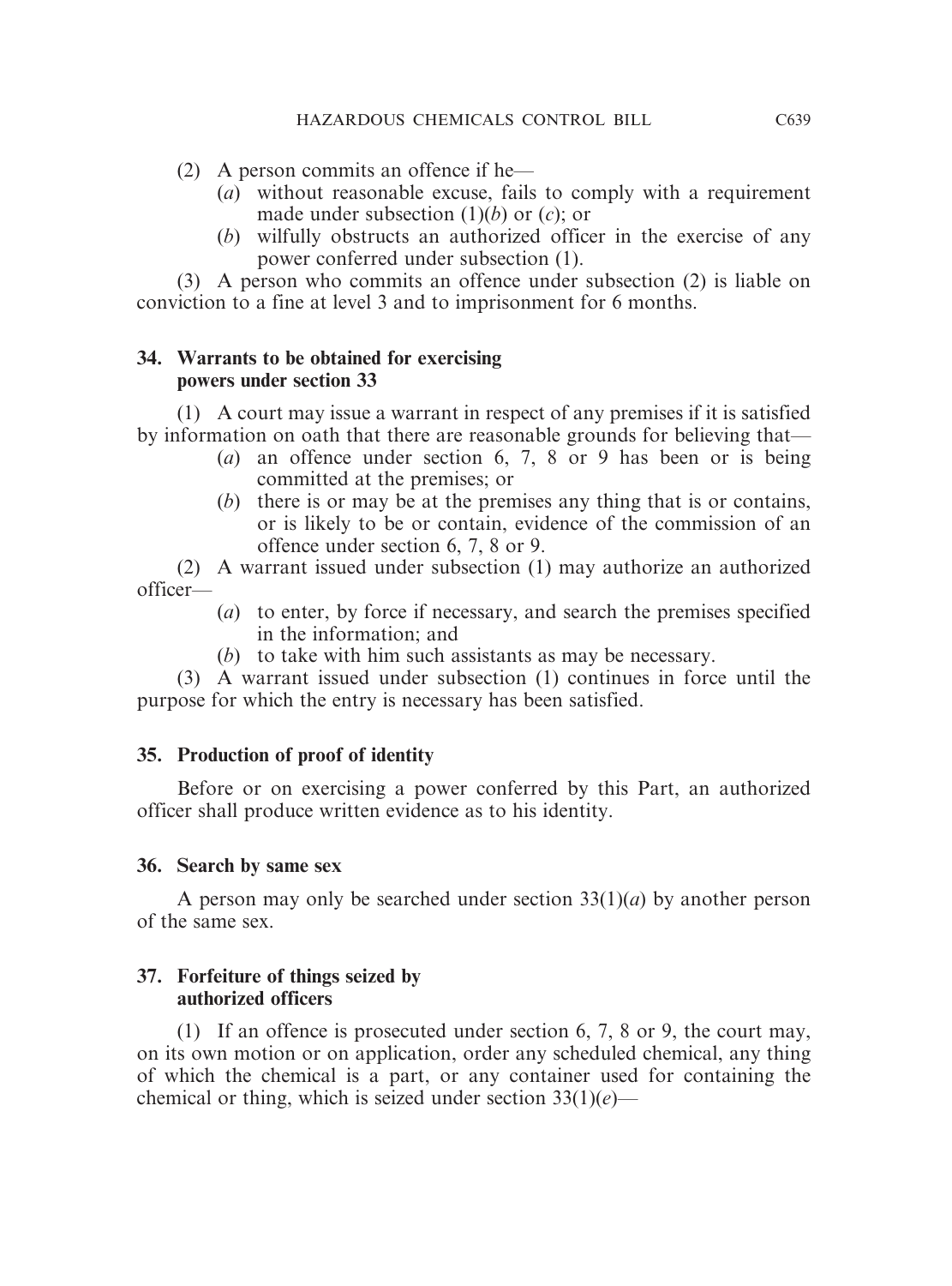(2) A person commits an offence if he—

(*a*) without reasonable excuse, fails to comply with a requirement made under subsection (1)(*b*) or (*c*); or

(*b*) wilfully obstructs an authorized officer in the exercise of any power conferred under subsection (1).

(3) A person who commits an offence under subsection (2) is liable on conviction to a fine at level 3 and to imprisonment for 6 months.

**34. Warrants to be obtained for exercising powers under section 33**

(1) A court may issue a warrant in respect of any premises if it is satisfied by information on oath that there are reasonable grounds for believing that—

(*a*) an offence under section 6, 7, 8 or 9 has been or is being committed at the premises; or

(*b*) there is or may be at the premises any thing that is or contains, or is likely to be or contain, evidence of the commission of an offence under section 6, 7, 8 or 9.

(2) A warrant issued under subsection (1) may authorize an authorized officer—

(*a*) to enter, by force if necessary, and search the premises specified in the information; and

(*b*) to take with him such assistants as may be necessary.

(3) A warrant issued under subsection (1) continues in force until the purpose for which the entry is necessary has been satisfied.

**35. Production of proof of identity**

Before or on exercising a power conferred by this Part, an authorized officer shall produce written evidence as to his identity.

**36. Search by same sex**

A person may only be searched under section 33(1)(*a*) by another person of the same sex.

**37. Forfeiture of things seized by authorized officers**

(1) If an offence is prosecuted under section 6, 7, 8 or 9, the court may, on its own motion or on application, order any scheduled chemical, any thing of which the chemical is a part, or any container used for containing the chemical or thing, which is seized under section 33(1)(*e*)—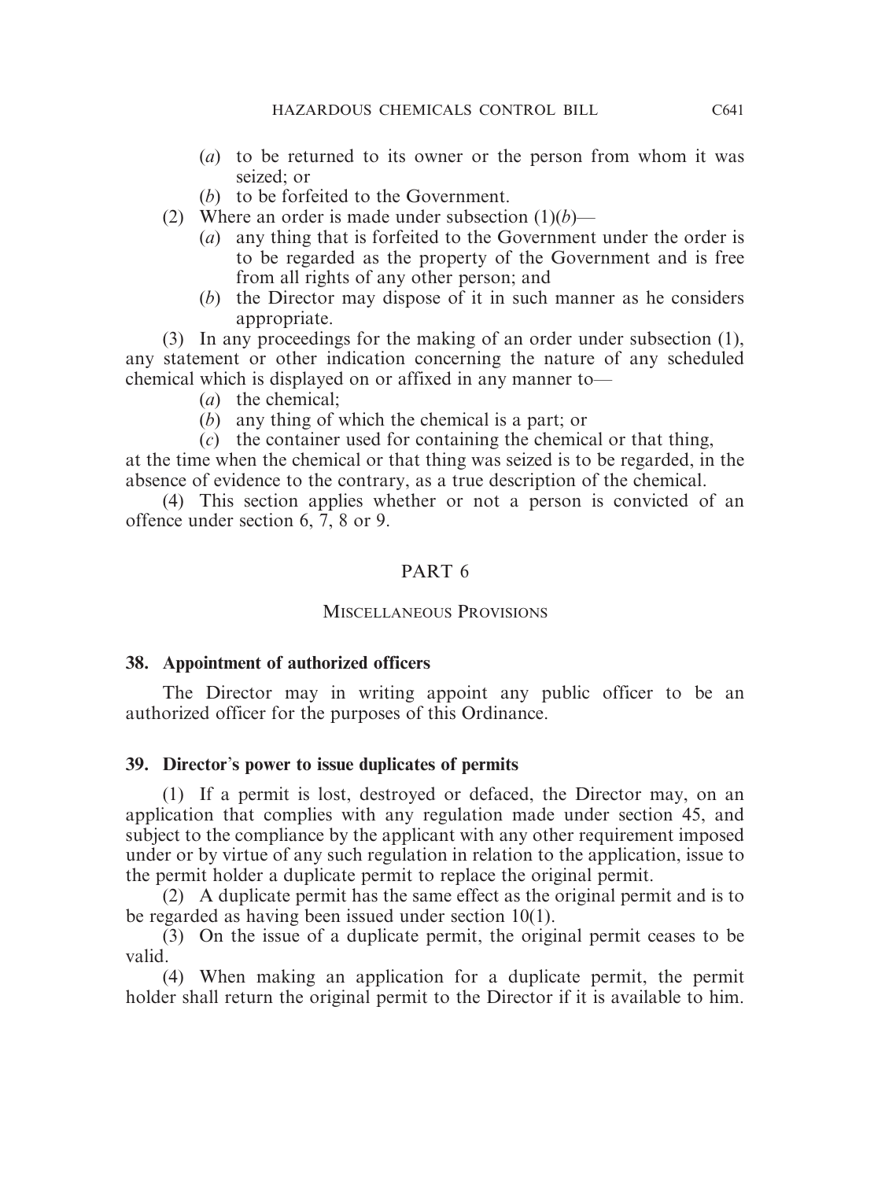(*a*) to be returned to its owner or the person from whom it was seized; or

(*b*) to be forfeited to the Government.

(2) Where an order is made under subsection (1)(*b*)—

(*a*) any thing that is forfeited to the Government under the order is to be regarded as the property of the Government and is free from all rights of any other person; and

(*b*) the Director may dispose of it in such manner as he considers appropriate.

(3) In any proceedings for the making of an order under subsection (1), any statement or other indication concerning the nature of any scheduled chemical which is displayed on or affixed in any manner to—

(*a*) the chemical;

(*b*) any thing of which the chemical is a part; or

(*c*) the container used for containing the chemical or that thing,

at the time when the chemical or that thing was seized is to be regarded, in the absence of evidence to the contrary, as a true description of the chemical.

(4) This section applies whether or not a person is convicted of an offence under section 6, 7, 8 or 9.

## PART 6

## MISCELLANEOUS PROVISIONS

### 38. Appointment of authorized officers

The Director may in writing appoint any public officer to be an authorized officer for the purposes of this Ordinance.

### 39. Director's power to issue duplicates of permits

(1) If a permit is lost, destroyed or defaced, the Director may, on an application that complies with any regulation made under section 45, and subject to the compliance by the applicant with any other requirement imposed under or by virtue of any such regulation in relation to the application, issue to the permit holder a duplicate permit to replace the original permit.

(2) A duplicate permit has the same effect as the original permit and is to be regarded as having been issued under section 10(1).

(3) On the issue of a duplicate permit, the original permit ceases to be valid.

(4) When making an application for a duplicate permit, the permit holder shall return the original permit to the Director if it is available to him.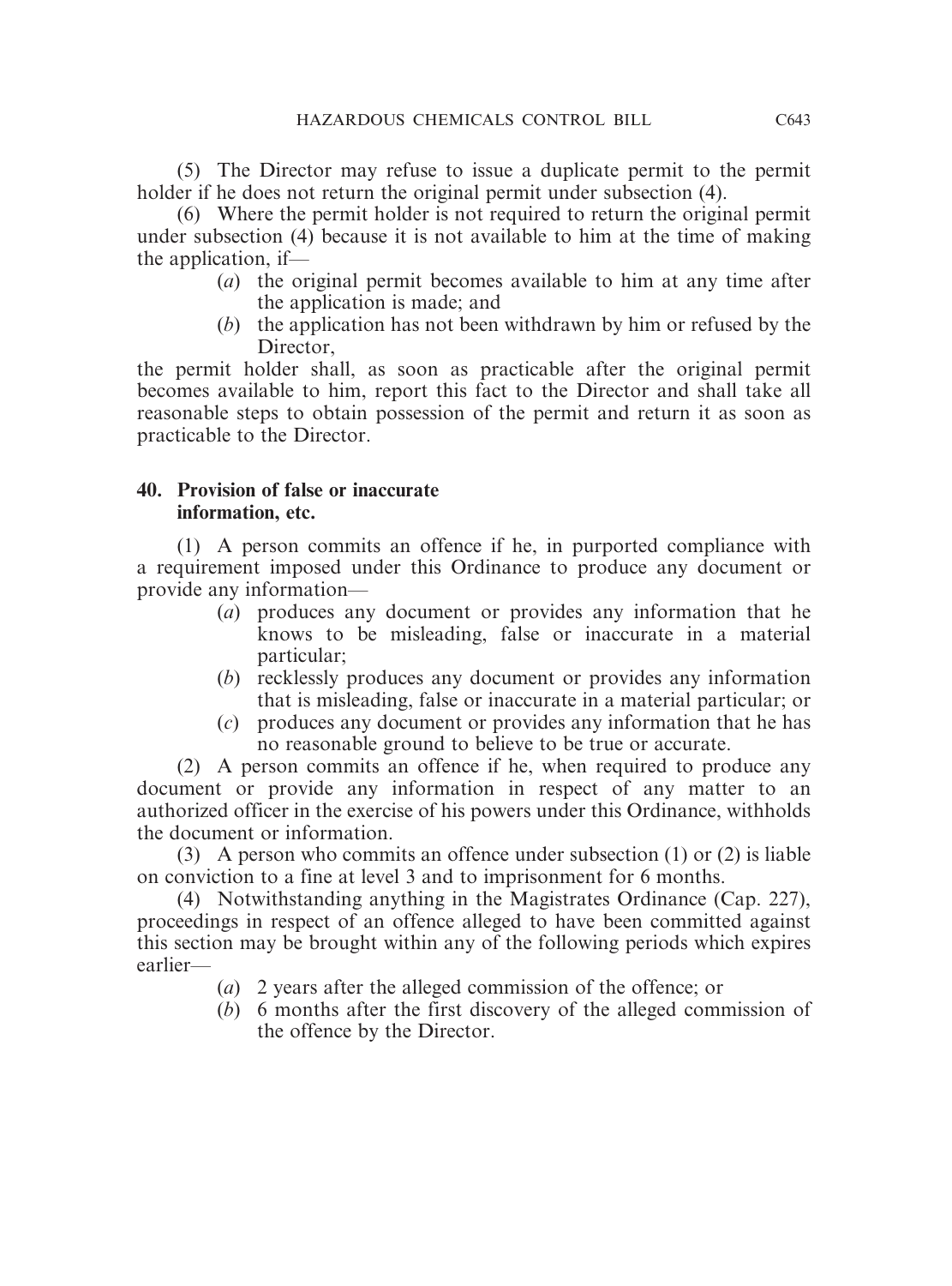(5) The Director may refuse to issue a duplicate permit to the permit holder if he does not return the original permit under subsection (4).

(6) Where the permit holder is not required to return the original permit under subsection (4) because it is not available to him at the time of making the application, if—

(*a*) the original permit becomes available to him at any time after the application is made; and

(*b*) the application has not been withdrawn by him or refused by the Director,

the permit holder shall, as soon as practicable after the original permit becomes available to him, report this fact to the Director and shall take all reasonable steps to obtain possession of the permit and return it as soon as practicable to the Director.

### 40. Provision of false or inaccurate information, etc.

(1) A person commits an offence if he, in purported compliance with a requirement imposed under this Ordinance to produce any document or provide any information—

(*a*) produces any document or provides any information that he knows to be misleading, false or inaccurate in a material particular;

(*b*) recklessly produces any document or provides any information that is misleading, false or inaccurate in a material particular; or

(*c*) produces any document or provides any information that he has no reasonable ground to believe to be true or accurate.

(2) A person commits an offence if he, when required to produce any document or provide any information in respect of any matter to an authorized officer in the exercise of his powers under this Ordinance, withholds the document or information.

(3) A person who commits an offence under subsection (1) or (2) is liable on conviction to a fine at level 3 and to imprisonment for 6 months.

(4) Notwithstanding anything in the Magistrates Ordinance (Cap. 227), proceedings in respect of an offence alleged to have been committed against this section may be brought within any of the following periods which expires earlier—

(*a*) 2 years after the alleged commission of the offence; or

(*b*) 6 months after the first discovery of the alleged commission of the offence by the Director.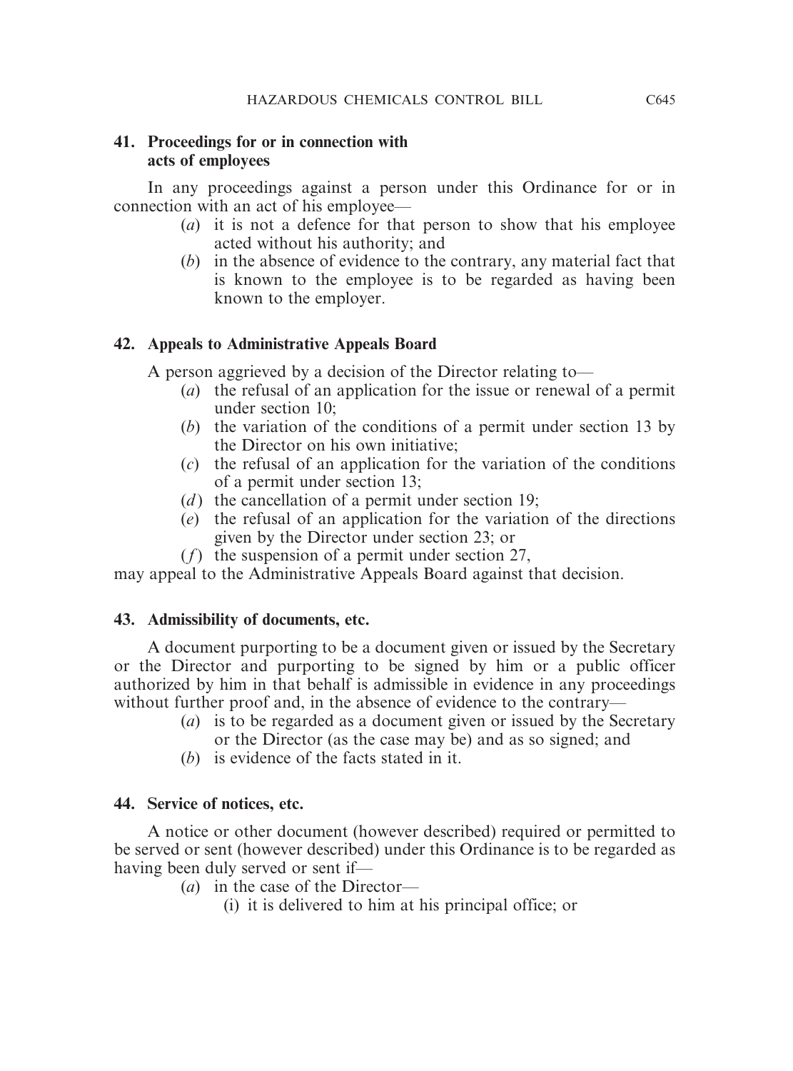**41. Proceedings for or in connection with acts of employees**

In any proceedings against a person under this Ordinance for or in connection with an act of his employee—

(*a*) it is not a defence for that person to show that his employee acted without his authority; and

(*b*) in the absence of evidence to the contrary, any material fact that is known to the employee is to be regarded as having been known to the employer.

**42. Appeals to Administrative Appeals Board**

A person aggrieved by a decision of the Director relating to—

(*a*) the refusal of an application for the issue or renewal of a permit under section 10;

(*b*) the variation of the conditions of a permit under section 13 by the Director on his own initiative;

(*c*) the refusal of an application for the variation of the conditions of a permit under section 13;

(*d*) the cancellation of a permit under section 19;

(*e*) the refusal of an application for the variation of the directions given by the Director under section 23; or

(*f*) the suspension of a permit under section 27,

may appeal to the Administrative Appeals Board against that decision.

**43. Admissibility of documents, etc.**

A document purporting to be a document given or issued by the Secretary or the Director and purporting to be signed by him or a public officer authorized by him in that behalf is admissible in evidence in any proceedings without further proof and, in the absence of evidence to the contrary—

(*a*) is to be regarded as a document given or issued by the Secretary or the Director (as the case may be) and as so signed; and

(*b*) is evidence of the facts stated in it.

**44. Service of notices, etc.**

A notice or other document (however described) required or permitted to be served or sent (however described) under this Ordinance is to be regarded as having been duly served or sent if—

(*a*) in the case of the Director—

(i) it is delivered to him at his principal office; or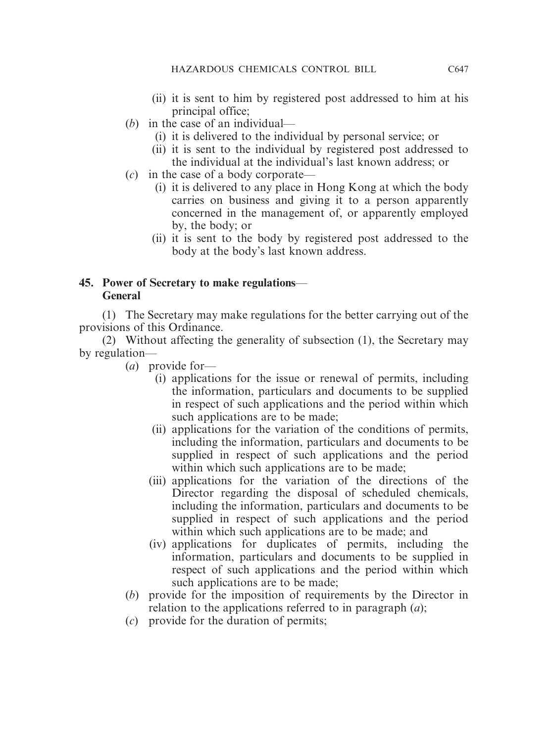(ii) it is sent to him by registered post addressed to him at his principal office;

(*b*) in the case of an individual—

(i) it is delivered to the individual by personal service; or

(ii) it is sent to the individual by registered post addressed to the individual at the individual's last known address; or

(*c*) in the case of a body corporate—

(i) it is delivered to any place in Hong Kong at which the body carries on business and giving it to a person apparently concerned in the management of, or apparently employed by, the body; or

(ii) it is sent to the body by registered post addressed to the body at the body's last known address.

**45. Power of Secretary to make regulations— General**

(1) The Secretary may make regulations for the better carrying out of the provisions of this Ordinance.

(2) Without affecting the generality of subsection (1), the Secretary may by regulation—

(*a*) provide for—

(i) applications for the issue or renewal of permits, including the information, particulars and documents to be supplied in respect of such applications and the period within which such applications are to be made;

(ii) applications for the variation of the conditions of permits, including the information, particulars and documents to be supplied in respect of such applications and the period within which such applications are to be made;

(iii) applications for the variation of the directions of the Director regarding the disposal of scheduled chemicals, including the information, particulars and documents to be supplied in respect of such applications and the period within which such applications are to be made; and

(iv) applications for duplicates of permits, including the information, particulars and documents to be supplied in respect of such applications and the period within which such applications are to be made;

(*b*) provide for the imposition of requirements by the Director in relation to the applications referred to in paragraph (*a*);

(*c*) provide for the duration of permits;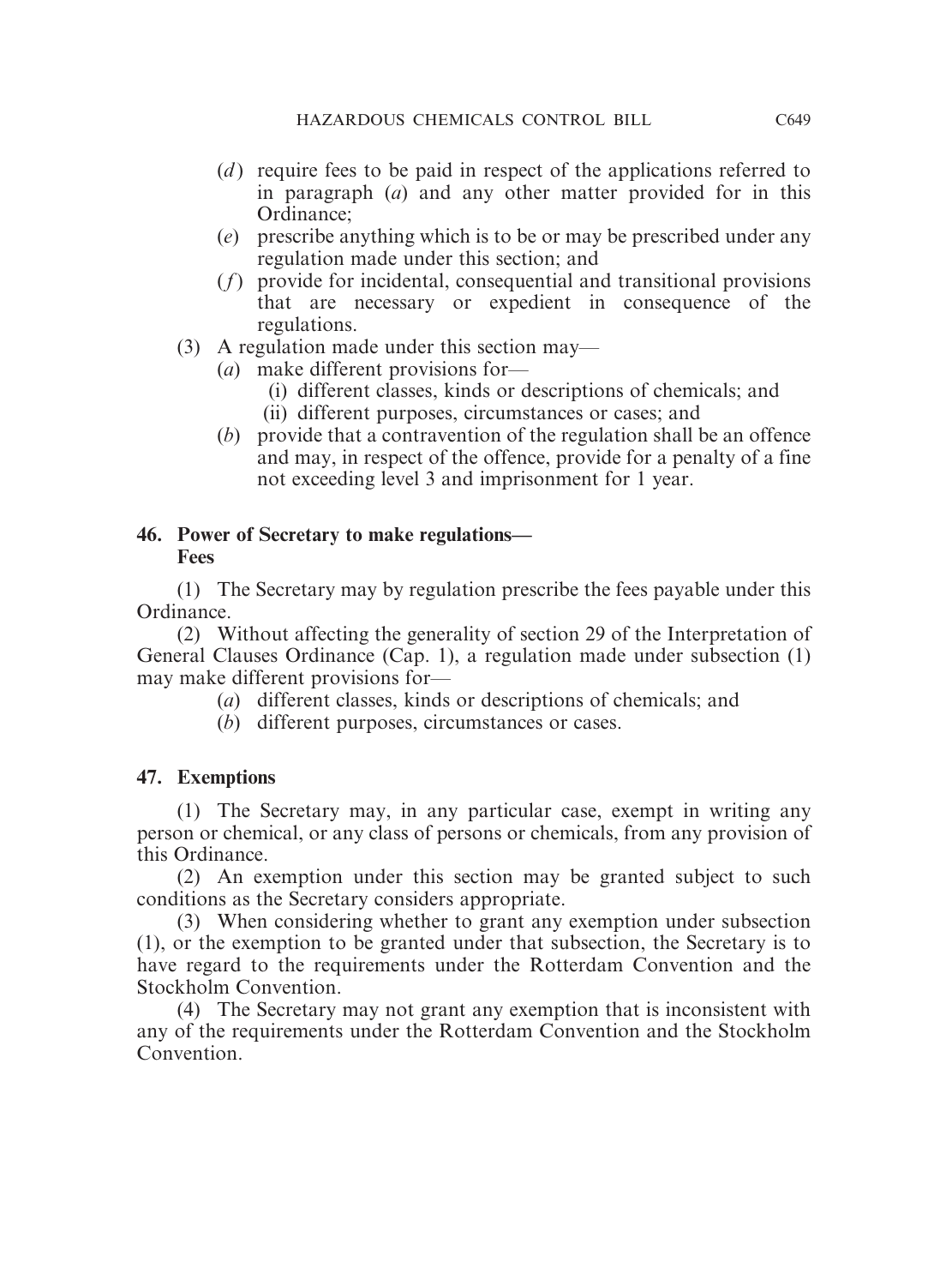(*d*) require fees to be paid in respect of the applications referred to in paragraph (*a*) and any other matter provided for in this Ordinance;

(*e*) prescribe anything which is to be or may be prescribed under any regulation made under this section; and

(*f*) provide for incidental, consequential and transitional provisions that are necessary or expedient in consequence of the regulations.

(3) A regulation made under this section may—

(*a*) make different provisions for—

(i) different classes, kinds or descriptions of chemicals; and

(ii) different purposes, circumstances or cases; and

(*b*) provide that a contravention of the regulation shall be an offence and may, in respect of the offence, provide for a penalty of a fine not exceeding level 3 and imprisonment for 1 year.

**46. Power of Secretary to make regulations— Fees**

(1) The Secretary may by regulation prescribe the fees payable under this Ordinance.

(2) Without affecting the generality of section 29 of the Interpretation of General Clauses Ordinance (Cap. 1), a regulation made under subsection (1) may make different provisions for—

(*a*) different classes, kinds or descriptions of chemicals; and

(*b*) different purposes, circumstances or cases.

**47. Exemptions**

(1) The Secretary may, in any particular case, exempt in writing any person or chemical, or any class of persons or chemicals, from any provision of this Ordinance.

(2) An exemption under this section may be granted subject to such conditions as the Secretary considers appropriate.

(3) When considering whether to grant any exemption under subsection (1), or the exemption to be granted under that subsection, the Secretary is to have regard to the requirements under the Rotterdam Convention and the Stockholm Convention.

(4) The Secretary may not grant any exemption that is inconsistent with any of the requirements under the Rotterdam Convention and the Stockholm Convention.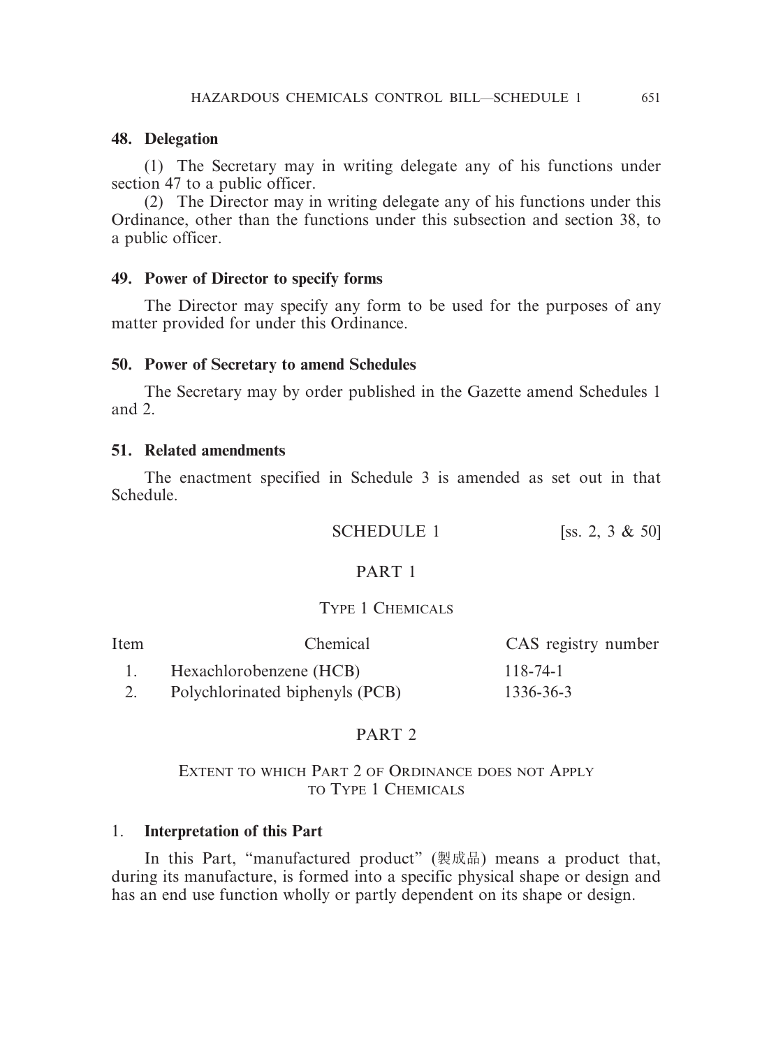**48. Delegation**

(1) The Secretary may in writing delegate any of his functions under section 47 to a public officer.

(2) The Director may in writing delegate any of his functions under this Ordinance, other than the functions under this subsection and section 38, to a public officer.

**49. Power of Director to specify forms**

The Director may specify any form to be used for the purposes of any matter provided for under this Ordinance.

**50. Power of Secretary to amend Schedules**

The Secretary may by order published in the Gazette amend Schedules 1 and 2.

**51. Related amendments**

The enactment specified in Schedule 3 is amended as set out in that Schedule.

SCHEDULE 1 [ss. 2, 3 & 50]

PART 1

TYPE 1 CHEMICALS

| Item | Chemical | CAS registry number |
|---|---|---|
| 1. | Hexachlorobenzene (HCB) | 118-74-1 |
| 2. | Polychlorinated biphenyls (PCB) | 1336-36-3 |

PART 2

EXTENT TO WHICH PART 2 OF ORDINANCE DOES NOT APPLY TO TYPE 1 CHEMICALS

1. **Interpretation of this Part**

In this Part, "manufactured product" (製成品) means a product that, during its manufacture, is formed into a specific physical shape or design and has an end use function wholly or partly dependent on its shape or design.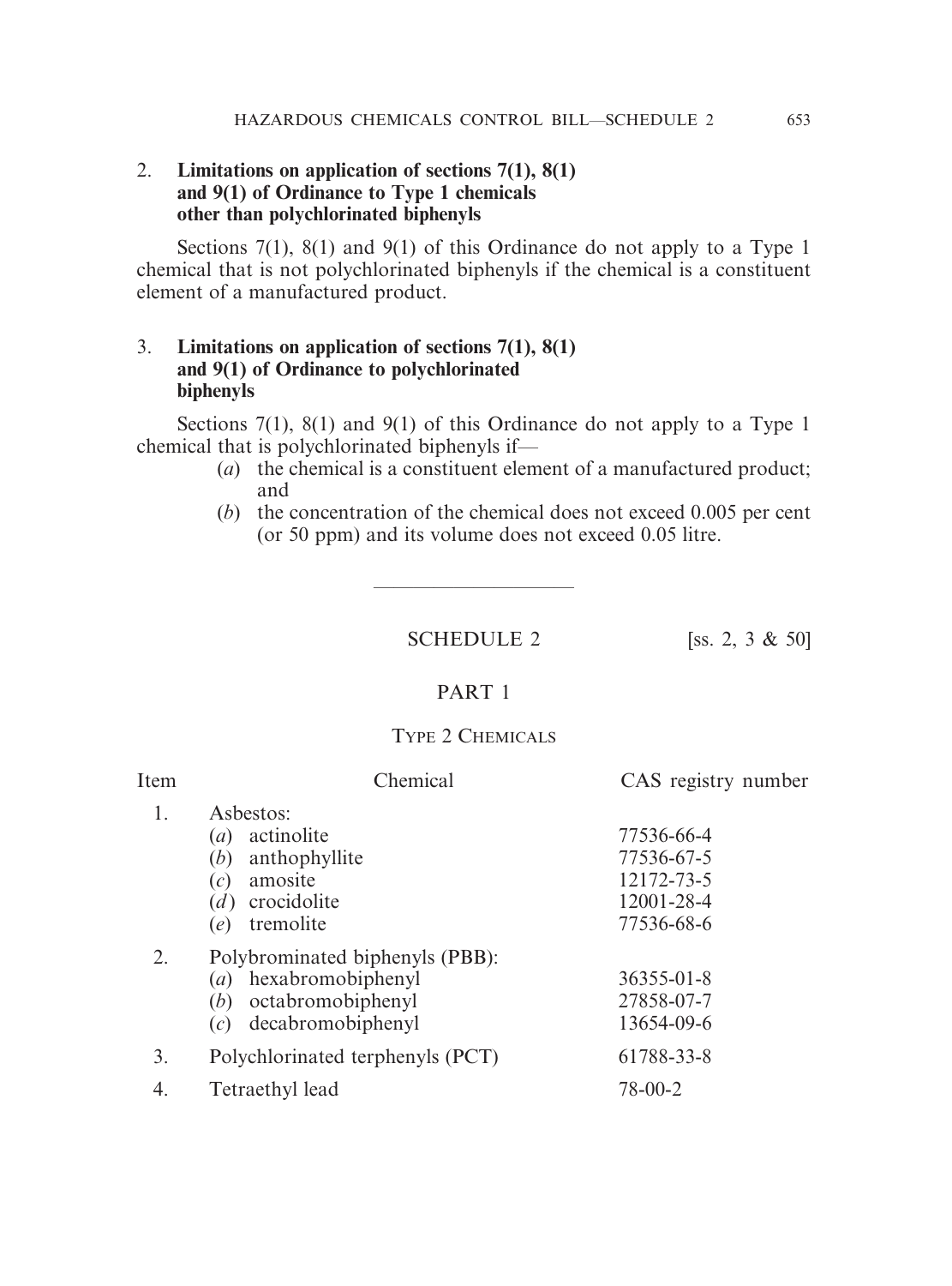2. **Limitations on application of sections 7(1), 8(1) and 9(1) of Ordinance to Type 1 chemicals other than polychlorinated biphenyls**

Sections 7(1), 8(1) and 9(1) of this Ordinance do not apply to a Type 1 chemical that is not polychlorinated biphenyls if the chemical is a constituent element of a manufactured product.

3. **Limitations on application of sections 7(1), 8(1) and 9(1) of Ordinance to polychlorinated biphenyls**

Sections 7(1), 8(1) and 9(1) of this Ordinance do not apply to a Type 1 chemical that is polychlorinated biphenyls if—

(*a*) the chemical is a constituent element of a manufactured product; and

(*b*) the concentration of the chemical does not exceed 0.005 per cent (or 50 ppm) and its volume does not exceed 0.05 litre.

---

## SCHEDULE 2 [ss. 2, 3 & 50]

### PART 1

### TYPE 2 CHEMICALS

| Item | Chemical | CAS registry number |
|---|---|---|
| 1. | Asbestos: | |
| | (*a*) actinolite | 77536-66-4 |
| | (*b*) anthophyllite | 77536-67-5 |
| | (*c*) amosite | 12172-73-5 |
| | (*d*) crocidolite | 12001-28-4 |
| | (*e*) tremolite | 77536-68-6 |
| 2. | Polybrominated biphenyls (PBB): | |
| | (*a*) hexabromobiphenyl | 36355-01-8 |
| | (*b*) octabromobiphenyl | 27858-07-7 |
| | (*c*) decabromobiphenyl | 13654-09-6 |
| 3. | Polychlorinated terphenyls (PCT) | 61788-33-8 |
| 4. | Tetraethyl lead | 78-00-2 |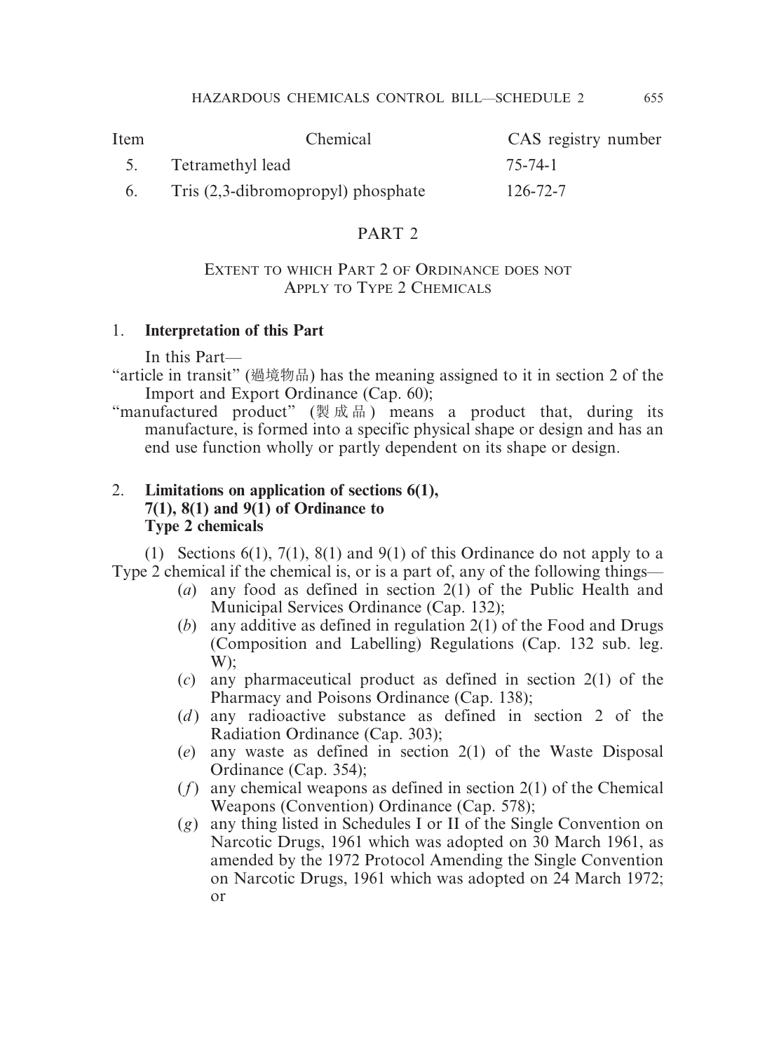| Item | Chemical | CAS registry number |
| --- | --- | --- |
| 5. | Tetramethyl lead | 75-74-1 |
| 6. | Tris (2,3-dibromopropyl) phosphate | 126-72-7 |

## PART 2

### EXTENT TO WHICH PART 2 OF ORDINANCE DOES NOT APPLY TO TYPE 2 CHEMICALS

1. **Interpretation of this Part**

In this Part—

"article in transit" (過境物品) has the meaning assigned to it in section 2 of the Import and Export Ordinance (Cap. 60);

"manufactured product" (製成品) means a product that, during its manufacture, is formed into a specific physical shape or design and has an end use function wholly or partly dependent on its shape or design.

2. **Limitations on application of sections 6(1), 7(1), 8(1) and 9(1) of Ordinance to Type 2 chemicals**

(1) Sections 6(1), 7(1), 8(1) and 9(1) of this Ordinance do not apply to a Type 2 chemical if the chemical is, or is a part of, any of the following things—

(*a*) any food as defined in section 2(1) of the Public Health and Municipal Services Ordinance (Cap. 132);

(*b*) any additive as defined in regulation 2(1) of the Food and Drugs (Composition and Labelling) Regulations (Cap. 132 sub. leg. W);

(*c*) any pharmaceutical product as defined in section 2(1) of the Pharmacy and Poisons Ordinance (Cap. 138);

(*d*) any radioactive substance as defined in section 2 of the Radiation Ordinance (Cap. 303);

(*e*) any waste as defined in section 2(1) of the Waste Disposal Ordinance (Cap. 354);

(*f*) any chemical weapons as defined in section 2(1) of the Chemical Weapons (Convention) Ordinance (Cap. 578);

(*g*) any thing listed in Schedules I or II of the Single Convention on Narcotic Drugs, 1961 which was adopted on 30 March 1961, as amended by the 1972 Protocol Amending the Single Convention on Narcotic Drugs, 1961 which was adopted on 24 March 1972; or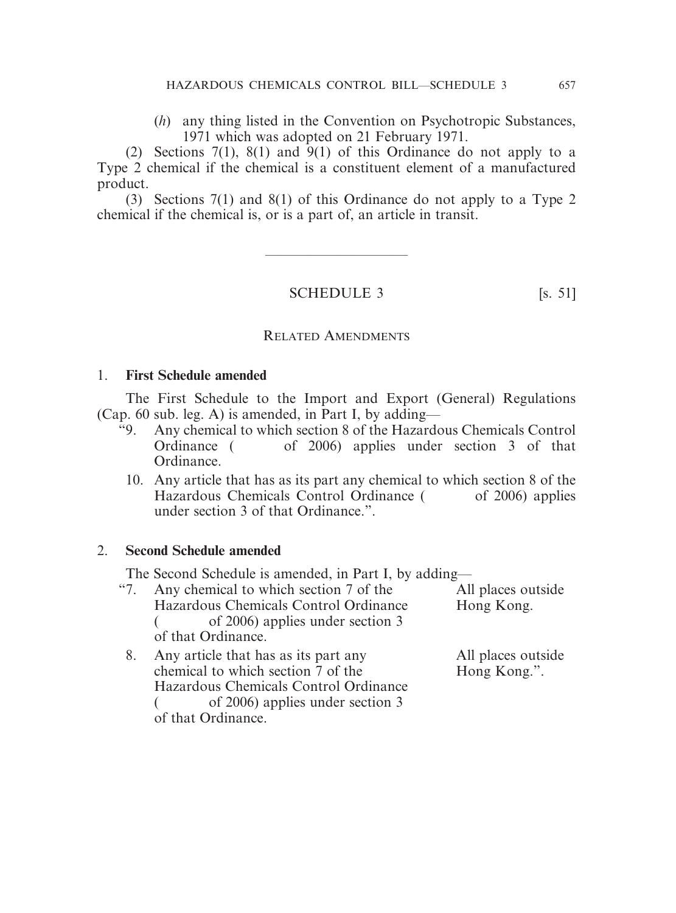(*h*) any thing listed in the Convention on Psychotropic Substances, 1971 which was adopted on 21 February 1971.

(2) Sections 7(1), 8(1) and 9(1) of this Ordinance do not apply to a Type 2 chemical if the chemical is a constituent element of a manufactured product.

(3) Sections 7(1) and 8(1) of this Ordinance do not apply to a Type 2 chemical if the chemical is, or is a part of, an article in transit.

---

## SCHEDULE 3 [s. 51]

### RELATED AMENDMENTS

#### 1. First Schedule amended

The First Schedule to the Import and Export (General) Regulations (Cap. 60 sub. leg. A) is amended, in Part I, by adding—

"9. Any chemical to which section 8 of the Hazardous Chemicals Control Ordinance (     of 2006) applies under section 3 of that Ordinance.

10. Any article that has as its part any chemical to which section 8 of the Hazardous Chemicals Control Ordinance (     of 2006) applies under section 3 of that Ordinance.".

#### 2. Second Schedule amended

The Second Schedule is amended, in Part I, by adding—

| | | |
|---|---|---|
| "7. | Any chemical to which section 7 of the Hazardous Chemicals Control Ordinance (     of 2006) applies under section 3 of that Ordinance. | All places outside Hong Kong. |
| 8. | Any article that has as its part any chemical to which section 7 of the Hazardous Chemicals Control Ordinance (     of 2006) applies under section 3 of that Ordinance. | All places outside Hong Kong.". |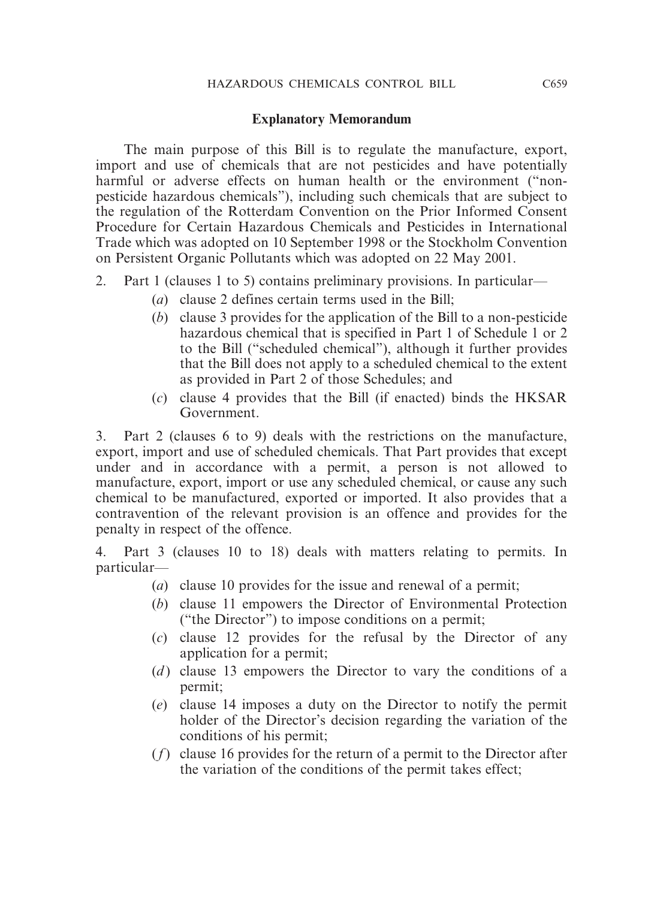## Explanatory Memorandum

The main purpose of this Bill is to regulate the manufacture, export, import and use of chemicals that are not pesticides and have potentially harmful or adverse effects on human health or the environment ("non-pesticide hazardous chemicals"), including such chemicals that are subject to the regulation of the Rotterdam Convention on the Prior Informed Consent Procedure for Certain Hazardous Chemicals and Pesticides in International Trade which was adopted on 10 September 1998 or the Stockholm Convention on Persistent Organic Pollutants which was adopted on 22 May 2001.

2. Part 1 (clauses 1 to 5) contains preliminary provisions. In particular—

- (*a*) clause 2 defines certain terms used in the Bill;
- (*b*) clause 3 provides for the application of the Bill to a non-pesticide hazardous chemical that is specified in Part 1 of Schedule 1 or 2 to the Bill ("scheduled chemical"), although it further provides that the Bill does not apply to a scheduled chemical to the extent as provided in Part 2 of those Schedules; and
- (*c*) clause 4 provides that the Bill (if enacted) binds the HKSAR Government.

3. Part 2 (clauses 6 to 9) deals with the restrictions on the manufacture, export, import and use of scheduled chemicals. That Part provides that except under and in accordance with a permit, a person is not allowed to manufacture, export, import or use any scheduled chemical, or cause any such chemical to be manufactured, exported or imported. It also provides that a contravention of the relevant provision is an offence and provides for the penalty in respect of the offence.

4. Part 3 (clauses 10 to 18) deals with matters relating to permits. In particular—

- (*a*) clause 10 provides for the issue and renewal of a permit;
- (*b*) clause 11 empowers the Director of Environmental Protection ("the Director") to impose conditions on a permit;
- (*c*) clause 12 provides for the refusal by the Director of any application for a permit;
- (*d*) clause 13 empowers the Director to vary the conditions of a permit;
- (*e*) clause 14 imposes a duty on the Director to notify the permit holder of the Director's decision regarding the variation of the conditions of his permit;
- (*f*) clause 16 provides for the return of a permit to the Director after the variation of the conditions of the permit takes effect;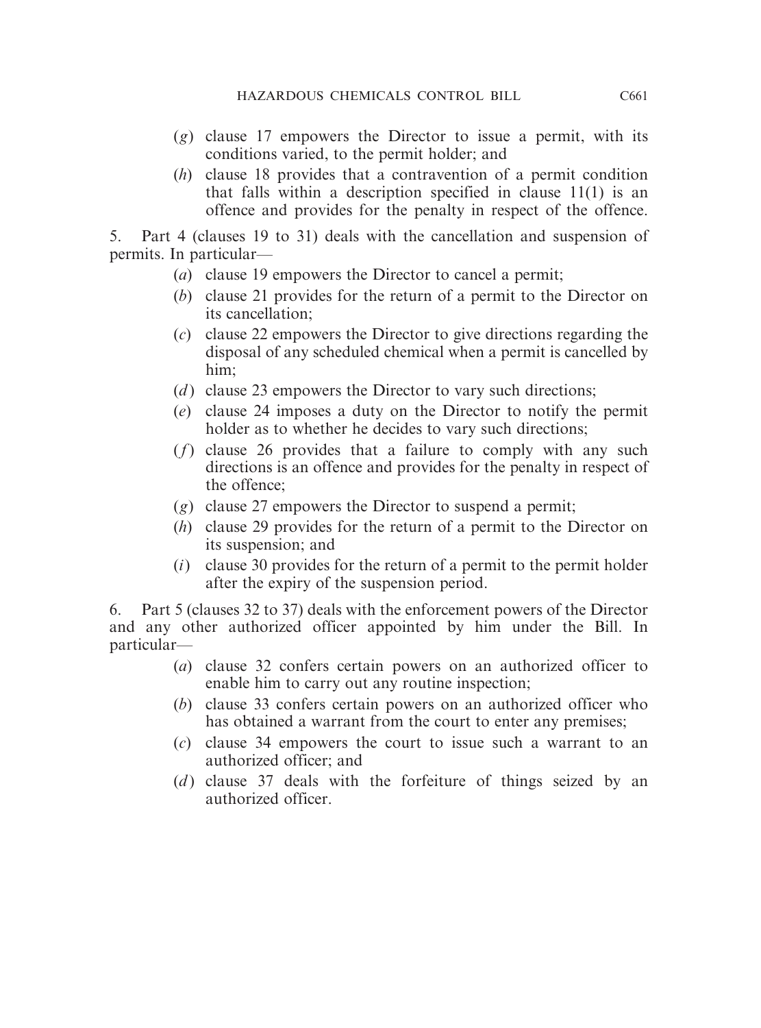(*g*) clause 17 empowers the Director to issue a permit, with its conditions varied, to the permit holder; and

(*h*) clause 18 provides that a contravention of a permit condition that falls within a description specified in clause 11(1) is an offence and provides for the penalty in respect of the offence.

5. Part 4 (clauses 19 to 31) deals with the cancellation and suspension of permits. In particular—

(*a*) clause 19 empowers the Director to cancel a permit;

(*b*) clause 21 provides for the return of a permit to the Director on its cancellation;

(*c*) clause 22 empowers the Director to give directions regarding the disposal of any scheduled chemical when a permit is cancelled by him;

(*d*) clause 23 empowers the Director to vary such directions;

(*e*) clause 24 imposes a duty on the Director to notify the permit holder as to whether he decides to vary such directions;

(*f*) clause 26 provides that a failure to comply with any such directions is an offence and provides for the penalty in respect of the offence;

(*g*) clause 27 empowers the Director to suspend a permit;

(*h*) clause 29 provides for the return of a permit to the Director on its suspension; and

(*i*) clause 30 provides for the return of a permit to the permit holder after the expiry of the suspension period.

6. Part 5 (clauses 32 to 37) deals with the enforcement powers of the Director and any other authorized officer appointed by him under the Bill. In particular—

(*a*) clause 32 confers certain powers on an authorized officer to enable him to carry out any routine inspection;

(*b*) clause 33 confers certain powers on an authorized officer who has obtained a warrant from the court to enter any premises;

(*c*) clause 34 empowers the court to issue such a warrant to an authorized officer; and

(*d*) clause 37 deals with the forfeiture of things seized by an authorized officer.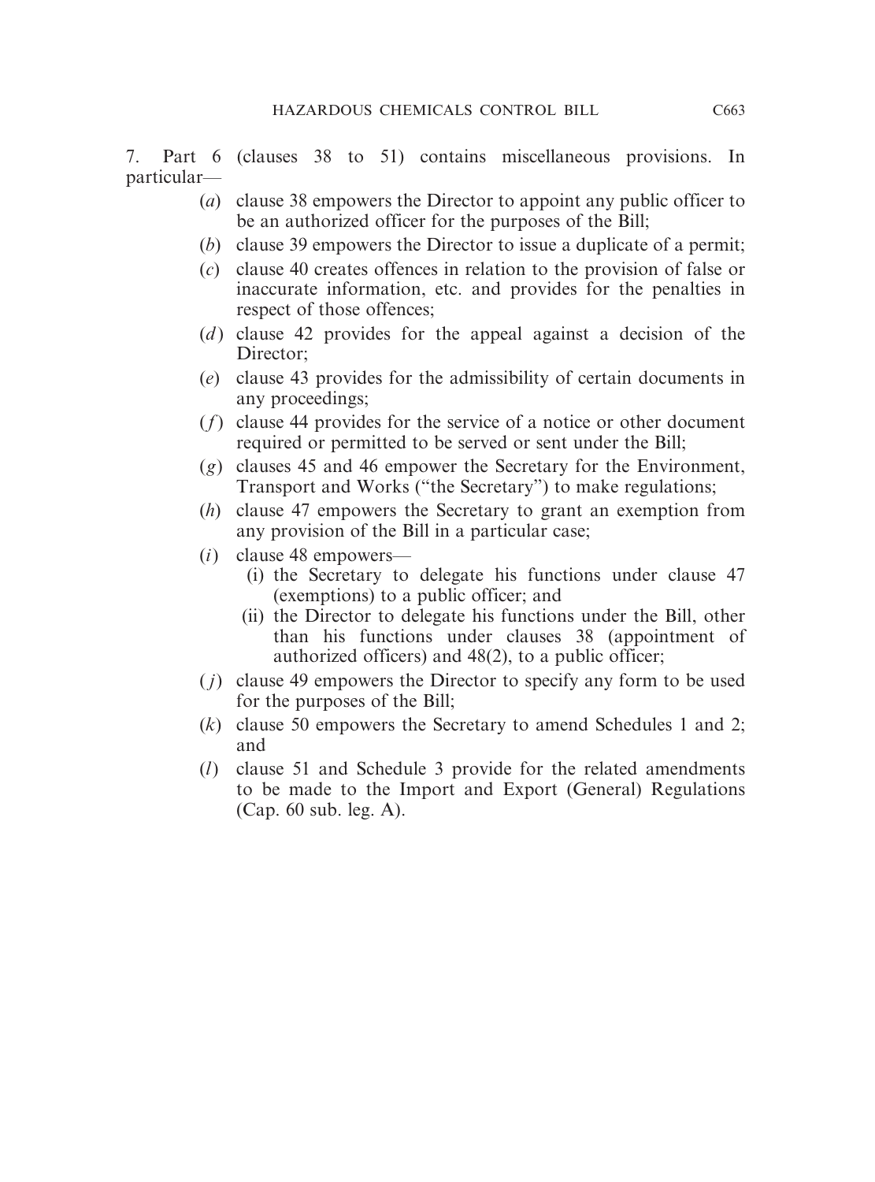7. Part 6 (clauses 38 to 51) contains miscellaneous provisions. In particular—

(*a*) clause 38 empowers the Director to appoint any public officer to be an authorized officer for the purposes of the Bill;

(*b*) clause 39 empowers the Director to issue a duplicate of a permit;

(*c*) clause 40 creates offences in relation to the provision of false or inaccurate information, etc. and provides for the penalties in respect of those offences;

(*d*) clause 42 provides for the appeal against a decision of the Director;

(*e*) clause 43 provides for the admissibility of certain documents in any proceedings;

(*f*) clause 44 provides for the service of a notice or other document required or permitted to be served or sent under the Bill;

(*g*) clauses 45 and 46 empower the Secretary for the Environment, Transport and Works ("the Secretary") to make regulations;

(*h*) clause 47 empowers the Secretary to grant an exemption from any provision of the Bill in a particular case;

(*i*) clause 48 empowers—

  (i) the Secretary to delegate his functions under clause 47 (exemptions) to a public officer; and

  (ii) the Director to delegate his functions under the Bill, other than his functions under clauses 38 (appointment of authorized officers) and 48(2), to a public officer;

(*j*) clause 49 empowers the Director to specify any form to be used for the purposes of the Bill;

(*k*) clause 50 empowers the Secretary to amend Schedules 1 and 2; and

(*l*) clause 51 and Schedule 3 provide for the related amendments to be made to the Import and Export (General) Regulations (Cap. 60 sub. leg. A).